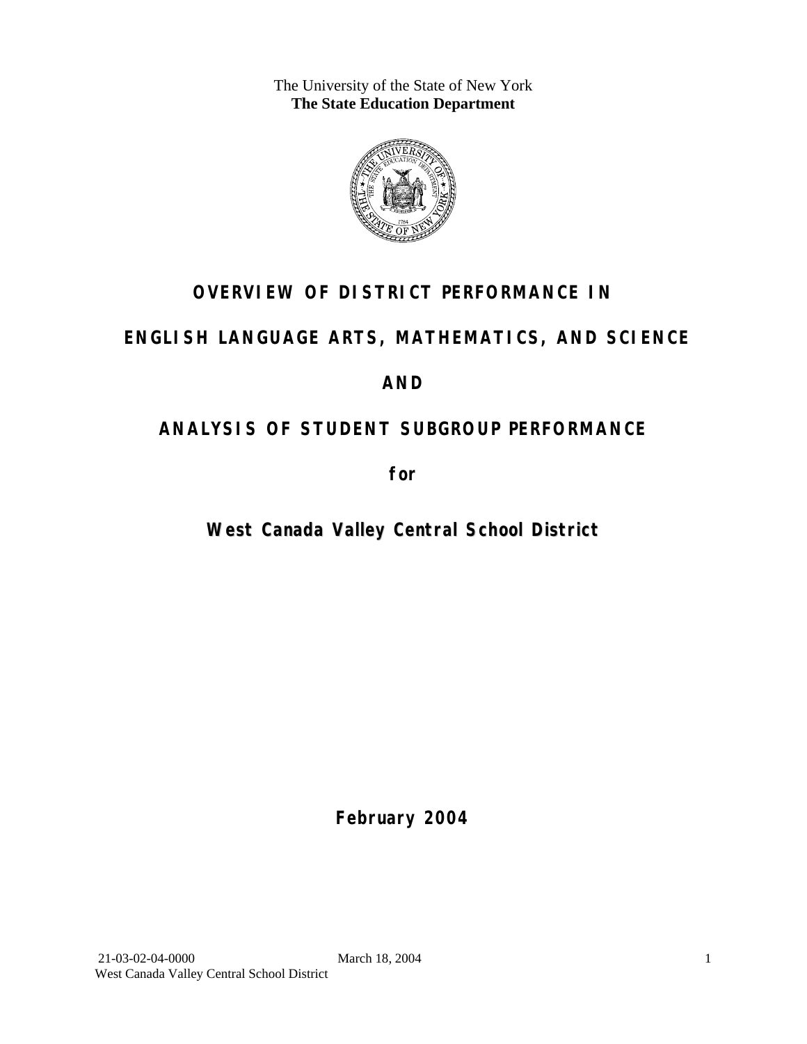The University of the State of New York
**The State Education Department**

# OVERVIEW OF DISTRICT PERFORMANCE IN

# ENGLISH LANGUAGE ARTS, MATHEMATICS, AND SCIENCE

# AND

# ANALYSIS OF STUDENT SUBGROUP PERFORMANCE

**for**

## West Canada Valley Central School District

**February 2004**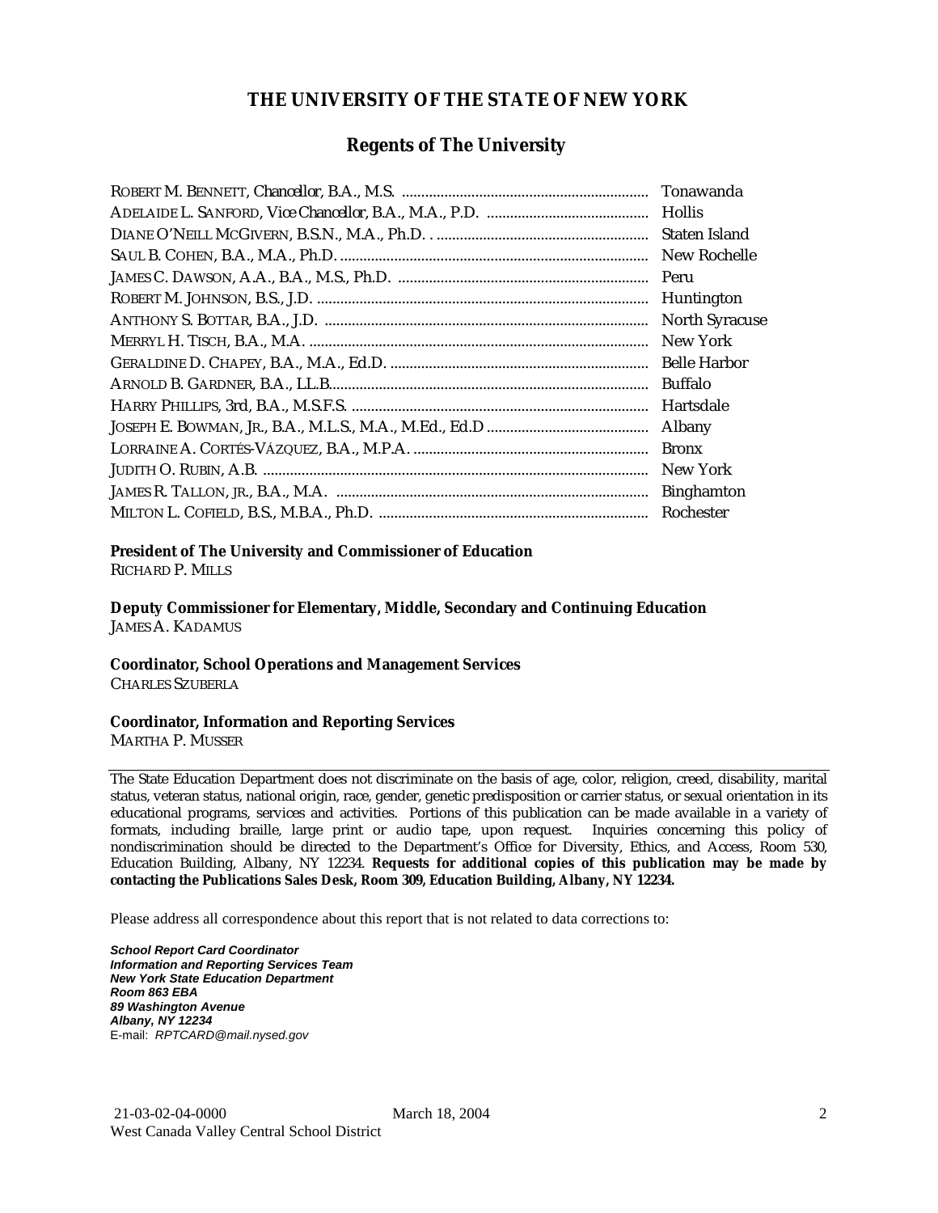# THE UNIVERSITY OF THE STATE OF NEW YORK

## Regents of The University

ROBERT M. BENNETT, *Chancellor*, B.A., M.S. ............................................................... Tonawanda
ADELAIDE L. SANFORD, *Vice Chancellor*, B.A., M.A., P.D. ......................................... Hollis
DIANE O'NEILL MCGIVERN, B.S.N., M.A., Ph.D. ...................................................... Staten Island
SAUL B. COHEN, B.A., M.A., Ph.D. .............................................................................. New Rochelle
JAMES C. DAWSON, A.A., B.A., M.S., Ph.D. ................................................................ Peru
ROBERT M. JOHNSON, B.S., J.D. ................................................................................... Huntington
ANTHONY S. BOTTAR, B.A., J.D. ................................................................................. North Syracuse
MERRYL H. TISCH, B.A., M.A. ...................................................................................... New York
GERALDINE D. CHAPEY, B.A., M.A., Ed.D. .................................................................. Belle Harbor
ARNOLD B. GARDNER, B.A., LL.B................................................................................. Buffalo
HARRY PHILLIPS, 3rd, B.A., M.S.F.S. ............................................................................ Hartsdale
JOSEPH E. BOWMAN, JR., B.A., M.L.S., M.A., M.Ed., Ed.D ......................................... Albany
LORRAINE A. CORTÉS-VÁZQUEZ, B.A., M.P.A. ............................................................ Bronx
JUDITH O. RUBIN, A.B. .................................................................................................. New York
JAMES R. TALLON, JR., B.A., M.A. ................................................................................ Binghamton
MILTON L. COFIELD, B.S., M.B.A., Ph.D. ..................................................................... Rochester

**President of The University and Commissioner of Education**
RICHARD P. MILLS

**Deputy Commissioner for Elementary, Middle, Secondary and Continuing Education**
JAMES A. KADAMUS

**Coordinator, School Operations and Management Services**
CHARLES SZUBERLA

**Coordinator, Information and Reporting Services**
MARTHA P. MUSSER

---

The State Education Department does not discriminate on the basis of age, color, religion, creed, disability, marital status, veteran status, national origin, race, gender, genetic predisposition or carrier status, or sexual orientation in its educational programs, services and activities. Portions of this publication can be made available in a variety of formats, including braille, large print or audio tape, upon request. Inquiries concerning this policy of nondiscrimination should be directed to the Department's Office for Diversity, Ethics, and Access, Room 530, Education Building, Albany, NY 12234. **Requests for additional copies of this publication may be made by contacting the Publications Sales Desk, Room 309, Education Building, Albany, NY 12234.**

Please address all correspondence about this report that is not related to data corrections to:

***School Report Card Coordinator***
***Information and Reporting Services Team***
***New York State Education Department***
***Room 863 EBA***
***89 Washington Avenue***
***Albany, NY 12234***
E-mail: *RPTCARD@mail.nysed.gov*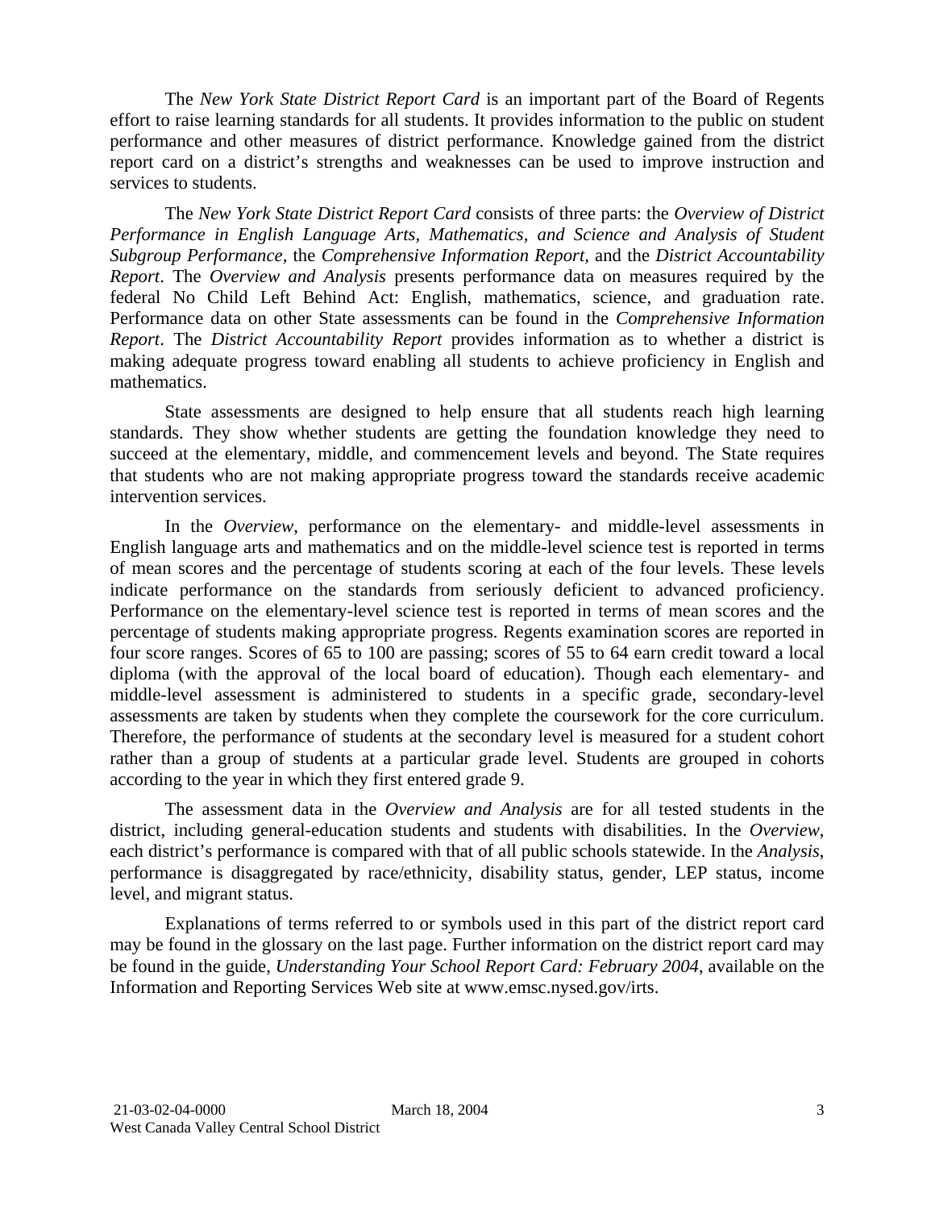The *New York State District Report Card* is an important part of the Board of Regents effort to raise learning standards for all students. It provides information to the public on student performance and other measures of district performance. Knowledge gained from the district report card on a district's strengths and weaknesses can be used to improve instruction and services to students.

The *New York State District Report Card* consists of three parts: the *Overview of District Performance in English Language Arts, Mathematics, and Science and Analysis of Student Subgroup Performance*, the *Comprehensive Information Report*, and the *District Accountability Report*. The *Overview and Analysis* presents performance data on measures required by the federal No Child Left Behind Act: English, mathematics, science, and graduation rate. Performance data on other State assessments can be found in the *Comprehensive Information Report*. The *District Accountability Report* provides information as to whether a district is making adequate progress toward enabling all students to achieve proficiency in English and mathematics.

State assessments are designed to help ensure that all students reach high learning standards. They show whether students are getting the foundation knowledge they need to succeed at the elementary, middle, and commencement levels and beyond. The State requires that students who are not making appropriate progress toward the standards receive academic intervention services.

In the *Overview*, performance on the elementary- and middle-level assessments in English language arts and mathematics and on the middle-level science test is reported in terms of mean scores and the percentage of students scoring at each of the four levels. These levels indicate performance on the standards from seriously deficient to advanced proficiency. Performance on the elementary-level science test is reported in terms of mean scores and the percentage of students making appropriate progress. Regents examination scores are reported in four score ranges. Scores of 65 to 100 are passing; scores of 55 to 64 earn credit toward a local diploma (with the approval of the local board of education). Though each elementary- and middle-level assessment is administered to students in a specific grade, secondary-level assessments are taken by students when they complete the coursework for the core curriculum. Therefore, the performance of students at the secondary level is measured for a student cohort rather than a group of students at a particular grade level. Students are grouped in cohorts according to the year in which they first entered grade 9.

The assessment data in the *Overview and Analysis* are for all tested students in the district, including general-education students and students with disabilities. In the *Overview*, each district's performance is compared with that of all public schools statewide. In the *Analysis*, performance is disaggregated by race/ethnicity, disability status, gender, LEP status, income level, and migrant status.

Explanations of terms referred to or symbols used in this part of the district report card may be found in the glossary on the last page. Further information on the district report card may be found in the guide, *Understanding Your School Report Card: February 2004*, available on the Information and Reporting Services Web site at www.emsc.nysed.gov/irts.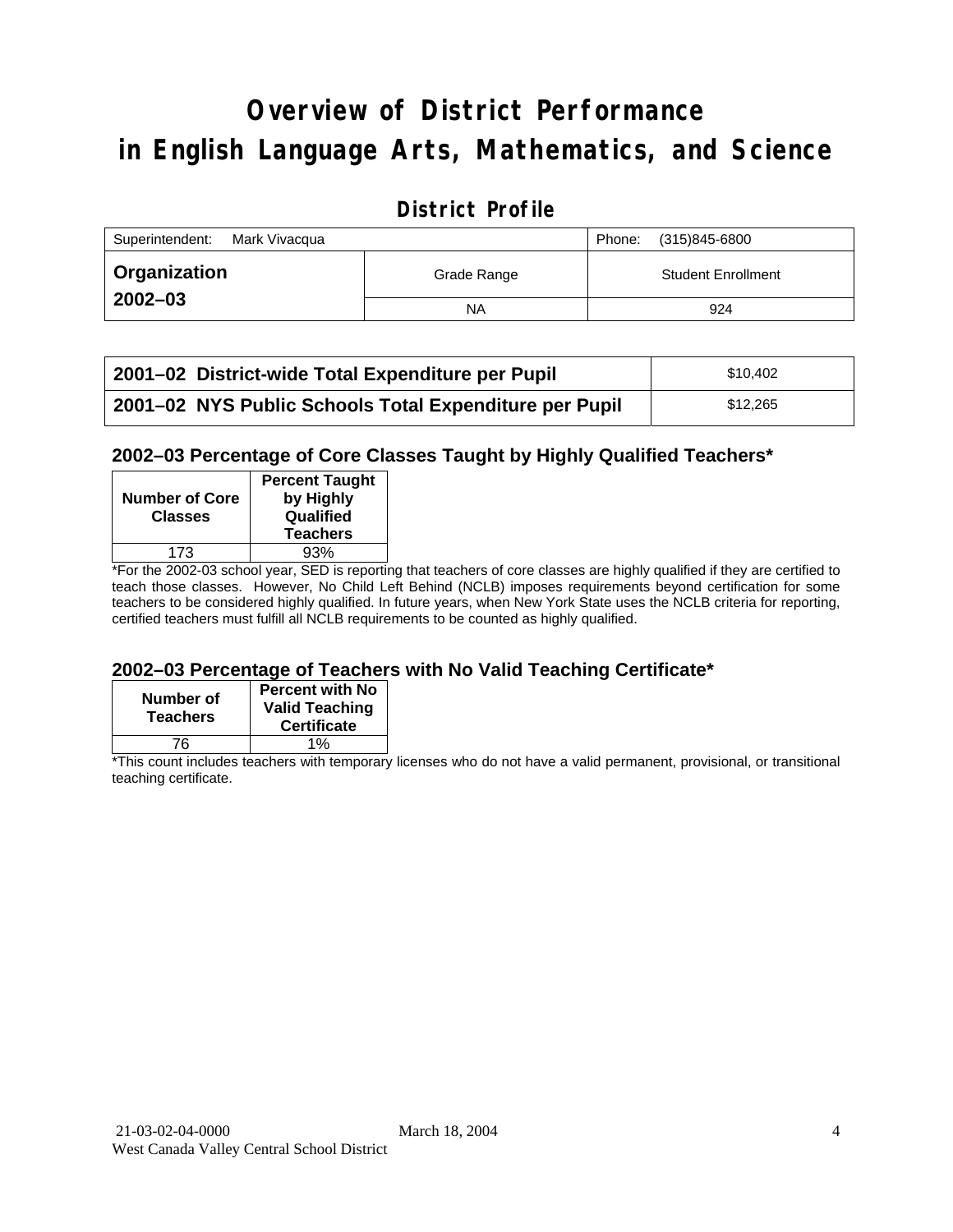# Overview of District Performance in English Language Arts, Mathematics, and Science

## District Profile

| Superintendent: Mark Vivacqua | | Phone: (315)845-6800 |
|---|---|---|
| **Organization 2002–03** | Grade Range | Student Enrollment |
| | NA | 924 |

| | |
|---|---|
| **2001–02 District-wide Total Expenditure per Pupil** | $10,402 |
| **2001–02 NYS Public Schools Total Expenditure per Pupil** | $12,265 |

### 2002–03 Percentage of Core Classes Taught by Highly Qualified Teachers*

| Number of Core Classes | Percent Taught by Highly Qualified Teachers |
|---|---|
| 173 | 93% |

*For the 2002-03 school year, SED is reporting that teachers of core classes are highly qualified if they are certified to teach those classes. However, No Child Left Behind (NCLB) imposes requirements beyond certification for some teachers to be considered highly qualified. In future years, when New York State uses the NCLB criteria for reporting, certified teachers must fulfill all NCLB requirements to be counted as highly qualified.

### 2002–03 Percentage of Teachers with No Valid Teaching Certificate*

| Number of Teachers | Percent with No Valid Teaching Certificate |
|---|---|
| 76 | 1% |

*This count includes teachers with temporary licenses who do not have a valid permanent, provisional, or transitional teaching certificate.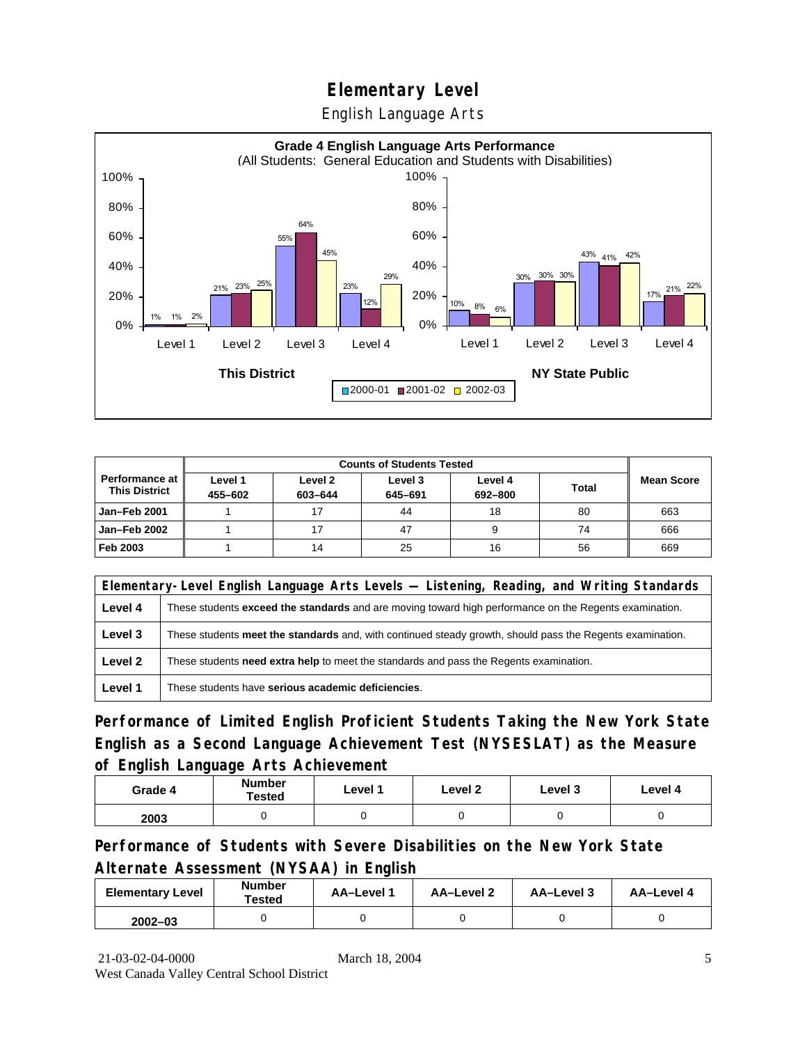# Elementary Level

## English Language Arts

**Grade 4 English Language Arts Performance**
(All Students: General Education and Students with Disabilities)

| | Level 1 | Level 2 | Level 3 | Level 4 |
|---|---|---|---|---|
| **This District** 2000-01 | 1% | 21% | 55% | 23% |
| **This District** 2001-02 | 1% | 23% | 64% | 12% |
| **This District** 2002-03 | 2% | 25% | 45% | 29% |
| **NY State Public** 2000-01 | 10% | 30% | 43% | 17% |
| **NY State Public** 2001-02 | 8% | 30% | 41% | 21% |
| **NY State Public** 2002-03 | 6% | 30% | 42% | 22% |

| Performance at This District | Counts of Students Tested | | | | | Mean Score |
|---|---|---|---|---|---|---|
| | Level 1 455–602 | Level 2 603–644 | Level 3 645–691 | Level 4 692–800 | Total | |
| Jan–Feb 2001 | 1 | 17 | 44 | 18 | 80 | 663 |
| Jan–Feb 2002 | 1 | 17 | 47 | 9 | 74 | 666 |
| Feb 2003 | 1 | 14 | 25 | 16 | 56 | 669 |

| Elementary-Level English Language Arts Levels — Listening, Reading, and Writing Standards | |
|---|---|
| Level 4 | These students **exceed the standards** and are moving toward high performance on the Regents examination. |
| Level 3 | These students **meet the standards** and, with continued steady growth, should pass the Regents examination. |
| Level 2 | These students **need extra help** to meet the standards and pass the Regents examination. |
| Level 1 | These students have **serious academic deficiencies**. |

## Performance of Limited English Proficient Students Taking the New York State English as a Second Language Achievement Test (NYSESLAT) as the Measure of English Language Arts Achievement

| Grade 4 | Number Tested | Level 1 | Level 2 | Level 3 | Level 4 |
|---|---|---|---|---|---|
| 2003 | 0 | 0 | 0 | 0 | 0 |

## Performance of Students with Severe Disabilities on the New York State Alternate Assessment (NYSAA) in English

| Elementary Level | Number Tested | AA–Level 1 | AA–Level 2 | AA–Level 3 | AA–Level 4 |
|---|---|---|---|---|---|
| 2002–03 | 0 | 0 | 0 | 0 | 0 |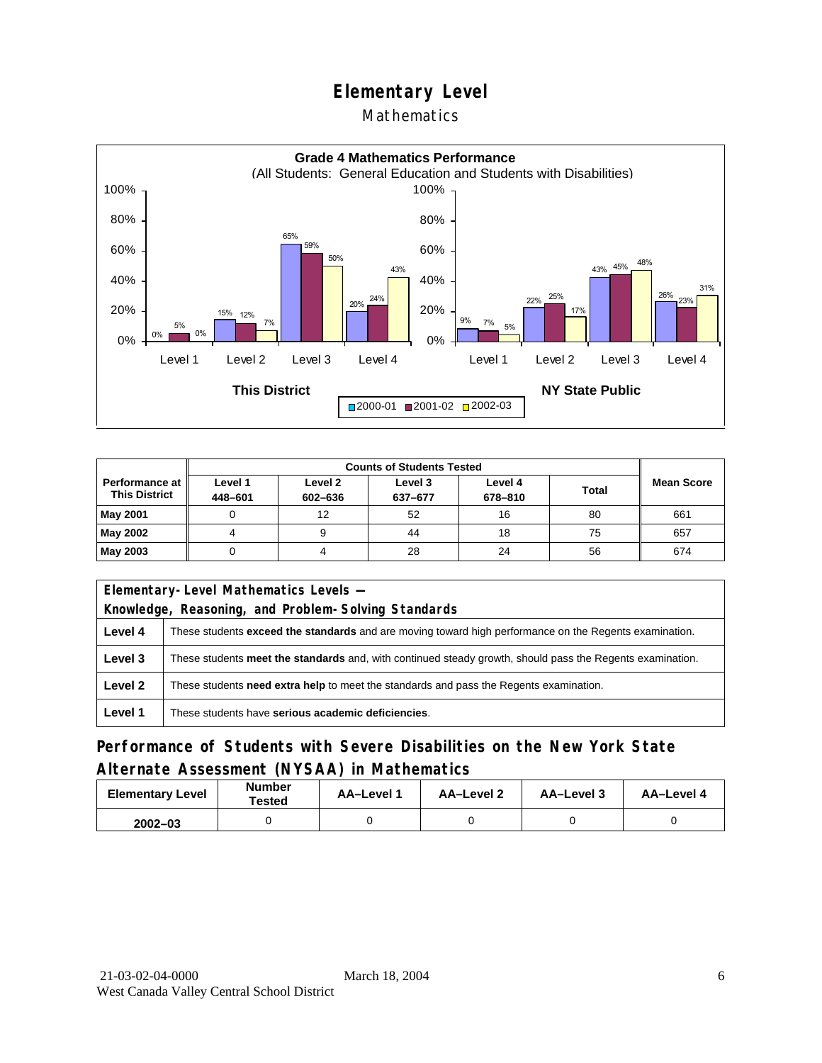# Elementary Level

## Mathematics

**Grade 4 Mathematics Performance**
(All Students: General Education and Students with Disabilities)

| | This District 2000-01 | This District 2001-02 | This District 2002-03 | NY State Public 2000-01 | NY State Public 2001-02 | NY State Public 2002-03 |
|---|---|---|---|---|---|---|
| Level 1 | 0% | 5% | 0% | 9% | 7% | 5% |
| Level 2 | 15% | 12% | 7% | 22% | 25% | 17% |
| Level 3 | 65% | 59% | 50% | 43% | 45% | 48% |
| Level 4 | 20% | 24% | 43% | 26% | 23% | 31% |

| Performance at This District | Counts of Students Tested | | | | | Mean Score |
|---|---|---|---|---|---|---|
| | Level 1 448–601 | Level 2 602–636 | Level 3 637–677 | Level 4 678–810 | Total | |
| **May 2001** | 0 | 12 | 52 | 16 | 80 | 661 |
| **May 2002** | 4 | 9 | 44 | 18 | 75 | 657 |
| **May 2003** | 0 | 4 | 28 | 24 | 56 | 674 |

| Elementary-Level Mathematics Levels — Knowledge, Reasoning, and Problem-Solving Standards | |
|---|---|
| **Level 4** | These students **exceed the standards** and are moving toward high performance on the Regents examination. |
| **Level 3** | These students **meet the standards** and, with continued steady growth, should pass the Regents examination. |
| **Level 2** | These students **need extra help** to meet the standards and pass the Regents examination. |
| **Level 1** | These students have **serious academic deficiencies**. |

## Performance of Students with Severe Disabilities on the New York State Alternate Assessment (NYSAA) in Mathematics

| Elementary Level | Number Tested | AA–Level 1 | AA–Level 2 | AA–Level 3 | AA–Level 4 |
|---|---|---|---|---|---|
| 2002–03 | 0 | 0 | 0 | 0 | 0 |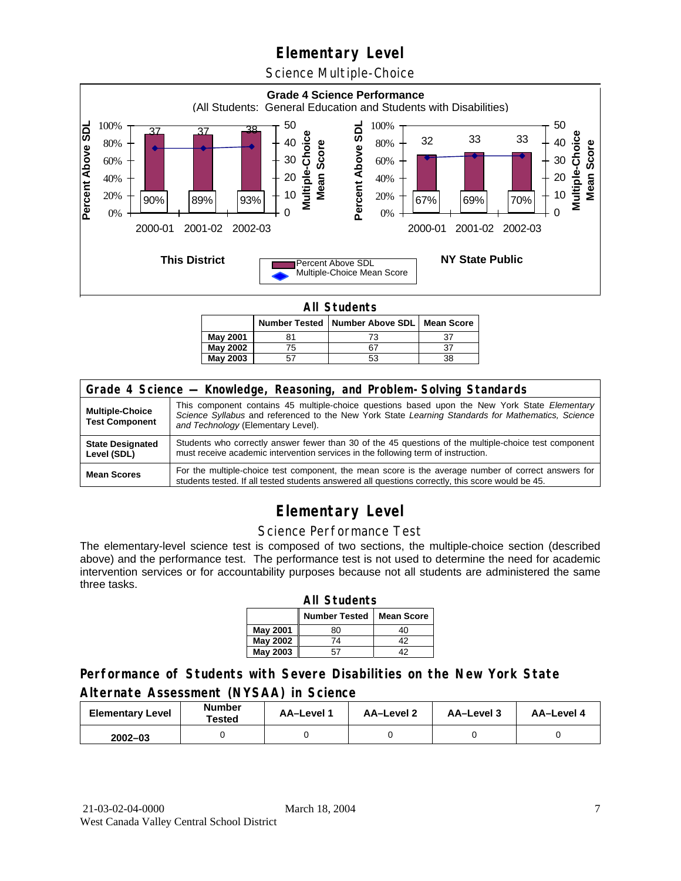# Elementary Level

## Science Multiple-Choice

**Grade 4 Science Performance**
(All Students: General Education and Students with Disabilities)

**This District**

| Year | Percent Above SDL | Multiple-Choice Mean Score |
|---|---|---|
| 2000-01 | 90% | 37 |
| 2001-02 | 89% | 37 |
| 2002-03 | 93% | 38 |

**NY State Public**

| Year | Percent Above SDL | Multiple-Choice Mean Score |
|---|---|---|
| 2000-01 | 67% | 32 |
| 2001-02 | 69% | 33 |
| 2002-03 | 70% | 33 |

**All Students**

| | Number Tested | Number Above SDL | Mean Score |
|---|---|---|---|
| May 2001 | 81 | 73 | 37 |
| May 2002 | 75 | 67 | 37 |
| May 2003 | 57 | 53 | 38 |

| Grade 4 Science — Knowledge, Reasoning, and Problem-Solving Standards | |
|---|---|
| **Multiple-Choice Test Component** | This component contains 45 multiple-choice questions based upon the New York State *Elementary Science Syllabus* and referenced to the New York State *Learning Standards for Mathematics, Science and Technology* (Elementary Level). |
| **State Designated Level (SDL)** | Students who correctly answer fewer than 30 of the 45 questions of the multiple-choice test component must receive academic intervention services in the following term of instruction. |
| **Mean Scores** | For the multiple-choice test component, the mean score is the average number of correct answers for students tested. If all tested students answered all questions correctly, this score would be 45. |

# Elementary Level

## Science Performance Test

The elementary-level science test is composed of two sections, the multiple-choice section (described above) and the performance test. The performance test is not used to determine the need for academic intervention services or for accountability purposes because not all students are administered the same three tasks.

**All Students**

| | Number Tested | Mean Score |
|---|---|---|
| May 2001 | 80 | 40 |
| May 2002 | 74 | 42 |
| May 2003 | 57 | 42 |

### Performance of Students with Severe Disabilities on the New York State Alternate Assessment (NYSAA) in Science

| Elementary Level | Number Tested | AA–Level 1 | AA–Level 2 | AA–Level 3 | AA–Level 4 |
|---|---|---|---|---|---|
| 2002–03 | 0 | 0 | 0 | 0 | 0 |

21-03-02-04-0000 March 18, 2004
West Canada Valley Central School District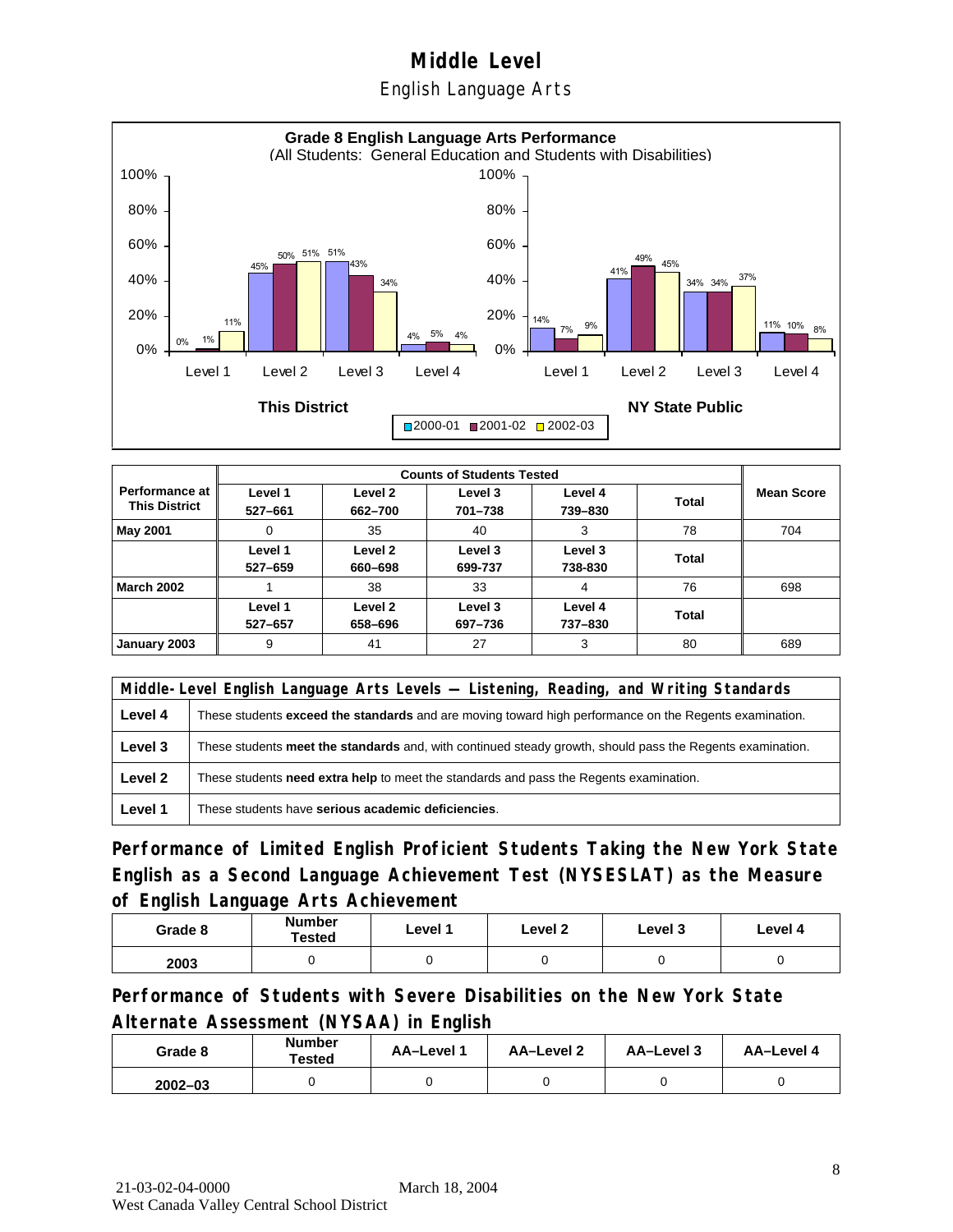# Middle Level

## English Language Arts

**Grade 8 English Language Arts Performance**
(All Students: General Education and Students with Disabilities)

This District:

| | 2000-01 | 2001-02 | 2002-03 |
|---|---|---|---|
| Level 1 | 0% | 1% | 11% |
| Level 2 | 45% | 50% | 51% |
| Level 3 | 51% | 43% | 34% |
| Level 4 | 4% | 5% | 4% |

NY State Public:

| | 2000-01 | 2001-02 | 2002-03 |
|---|---|---|---|
| Level 1 | 14% | 7% | 9% |
| Level 2 | 41% | 49% | 45% |
| Level 3 | 34% | 34% | 37% |
| Level 4 | 11% | 10% | 8% |

| Performance at This District | Counts of Students Tested | | | | | Mean Score |
|---|---|---|---|---|---|---|
| | Level 1 527–661 | Level 2 662–700 | Level 3 701–738 | Level 4 739–830 | Total | |
| **May 2001** | 0 | 35 | 40 | 3 | 78 | 704 |
| | Level 1 527–659 | Level 2 660–698 | Level 3 699-737 | Level 3 738-830 | Total | |
| **March 2002** | 1 | 38 | 33 | 4 | 76 | 698 |
| | Level 1 527–657 | Level 2 658–696 | Level 3 697–736 | Level 4 737–830 | Total | |
| **January 2003** | 9 | 41 | 27 | 3 | 80 | 689 |

| Middle-Level English Language Arts Levels — Listening, Reading, and Writing Standards | |
|---|---|
| **Level 4** | These students **exceed the standards** and are moving toward high performance on the Regents examination. |
| **Level 3** | These students **meet the standards** and, with continued steady growth, should pass the Regents examination. |
| **Level 2** | These students **need extra help** to meet the standards and pass the Regents examination. |
| **Level 1** | These students have **serious academic deficiencies**. |

### Performance of Limited English Proficient Students Taking the New York State English as a Second Language Achievement Test (NYSESLAT) as the Measure of English Language Arts Achievement

| Grade 8 | Number Tested | Level 1 | Level 2 | Level 3 | Level 4 |
|---|---|---|---|---|---|
| 2003 | 0 | 0 | 0 | 0 | 0 |

### Performance of Students with Severe Disabilities on the New York State Alternate Assessment (NYSAA) in English

| Grade 8 | Number Tested | AA–Level 1 | AA–Level 2 | AA–Level 3 | AA–Level 4 |
|---|---|---|---|---|---|
| 2002–03 | 0 | 0 | 0 | 0 | 0 |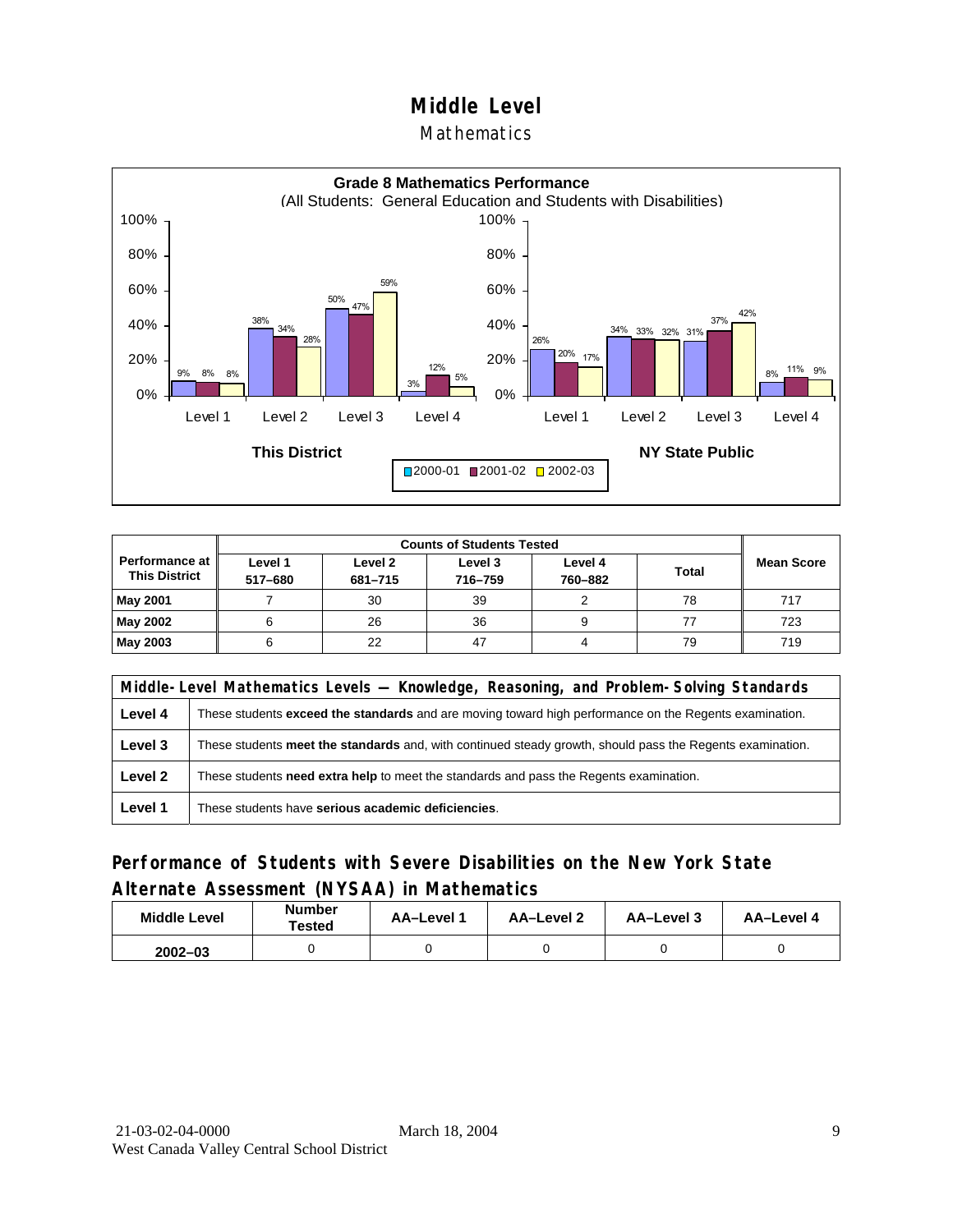# Middle Level

## Mathematics

**Grade 8 Mathematics Performance**
(All Students: General Education and Students with Disabilities)

| | This District 2000-01 | This District 2001-02 | This District 2002-03 | NY State Public 2000-01 | NY State Public 2001-02 | NY State Public 2002-03 |
|---|---|---|---|---|---|---|
| Level 1 | 9% | 8% | 8% | 26% | 20% | 17% |
| Level 2 | 38% | 34% | 28% | 34% | 33% | 32% |
| Level 3 | 50% | 47% | 59% | 31% | 37% | 42% |
| Level 4 | 3% | 12% | 5% | 8% | 11% | 9% |

| Performance at This District | Counts of Students Tested | | | | | Mean Score |
|---|---|---|---|---|---|---|
| | Level 1 517–680 | Level 2 681–715 | Level 3 716–759 | Level 4 760–882 | Total | |
| **May 2001** | 7 | 30 | 39 | 2 | 78 | 717 |
| **May 2002** | 6 | 26 | 36 | 9 | 77 | 723 |
| **May 2003** | 6 | 22 | 47 | 4 | 79 | 719 |

| Middle-Level Mathematics Levels — Knowledge, Reasoning, and Problem-Solving Standards | |
|---|---|
| **Level 4** | These students **exceed the standards** and are moving toward high performance on the Regents examination. |
| **Level 3** | These students **meet the standards** and, with continued steady growth, should pass the Regents examination. |
| **Level 2** | These students **need extra help** to meet the standards and pass the Regents examination. |
| **Level 1** | These students have **serious academic deficiencies**. |

## Performance of Students with Severe Disabilities on the New York State Alternate Assessment (NYSAA) in Mathematics

| Middle Level | Number Tested | AA–Level 1 | AA–Level 2 | AA–Level 3 | AA–Level 4 |
|---|---|---|---|---|---|
| **2002–03** | 0 | 0 | 0 | 0 | 0 |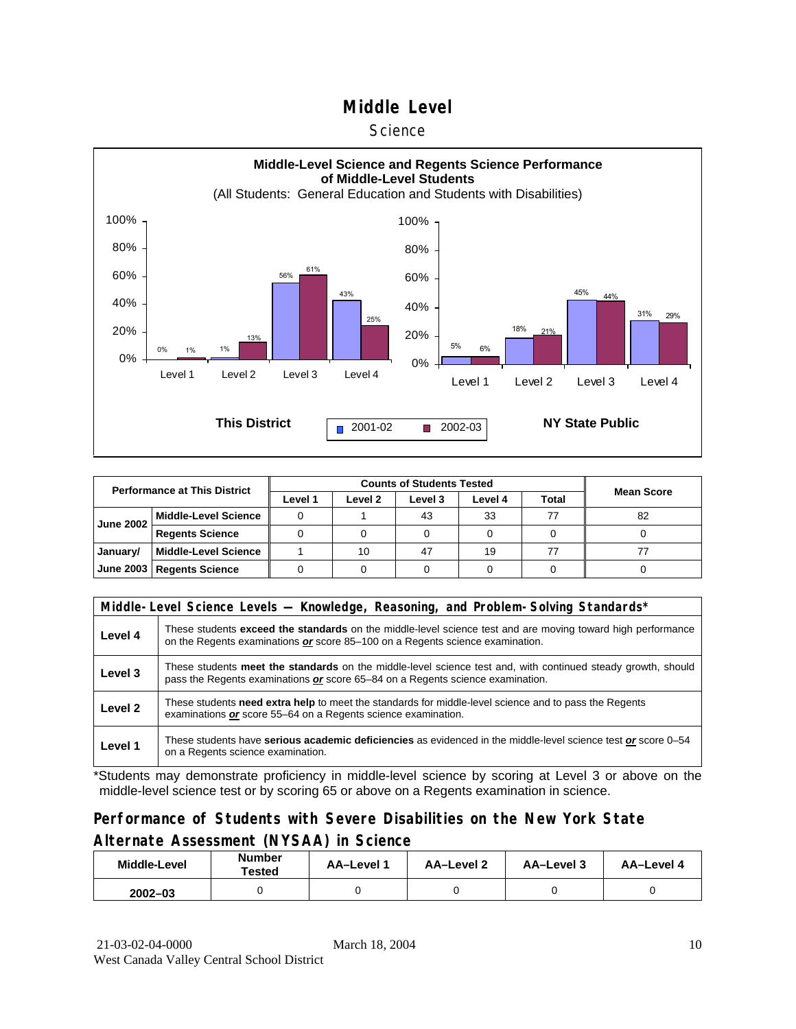# Middle Level

## Science

**Middle-Level Science and Regents Science Performance of Middle-Level Students**

(All Students: General Education and Students with Disabilities)

**This District**

| | 2001-02 | 2002-03 |
|---|---|---|
| Level 1 | 0% | 1% |
| Level 2 | 1% | 13% |
| Level 3 | 56% | 61% |
| Level 4 | 43% | 25% |

**NY State Public**

| | 2001-02 | 2002-03 |
|---|---|---|
| Level 1 | 5% | 6% |
| Level 2 | 18% | 21% |
| Level 3 | 45% | 44% |
| Level 4 | 31% | 29% |

| Performance at This District | | Counts of Students Tested | | | | | Mean Score |
|---|---|---|---|---|---|---|---|
| | | Level 1 | Level 2 | Level 3 | Level 4 | Total | |
| June 2002 | Middle-Level Science | 0 | 1 | 43 | 33 | 77 | 82 |
| | Regents Science | 0 | 0 | 0 | 0 | 0 | 0 |
| January/ June 2003 | Middle-Level Science | 1 | 10 | 47 | 19 | 77 | 77 |
| | Regents Science | 0 | 0 | 0 | 0 | 0 | 0 |

| Middle-Level Science Levels — Knowledge, Reasoning, and Problem-Solving Standards* | |
|---|---|
| Level 4 | These students **exceed the standards** on the middle-level science test and are moving toward high performance on the Regents examinations ***or*** score 85–100 on a Regents science examination. |
| Level 3 | These students **meet the standards** on the middle-level science test and, with continued steady growth, should pass the Regents examinations ***or*** score 65–84 on a Regents science examination. |
| Level 2 | These students **need extra help** to meet the standards for middle-level science and to pass the Regents examinations ***or*** score 55–64 on a Regents science examination. |
| Level 1 | These students have **serious academic deficiencies** as evidenced in the middle-level science test ***or*** score 0–54 on a Regents science examination. |

*Students may demonstrate proficiency in middle-level science by scoring at Level 3 or above on the middle-level science test or by scoring 65 or above on a Regents examination in science.

## Performance of Students with Severe Disabilities on the New York State Alternate Assessment (NYSAA) in Science

| Middle-Level | Number Tested | AA–Level 1 | AA–Level 2 | AA–Level 3 | AA–Level 4 |
|---|---|---|---|---|---|
| 2002–03 | 0 | 0 | 0 | 0 | 0 |

21-03-02-04-0000 March 18, 2004
West Canada Valley Central School District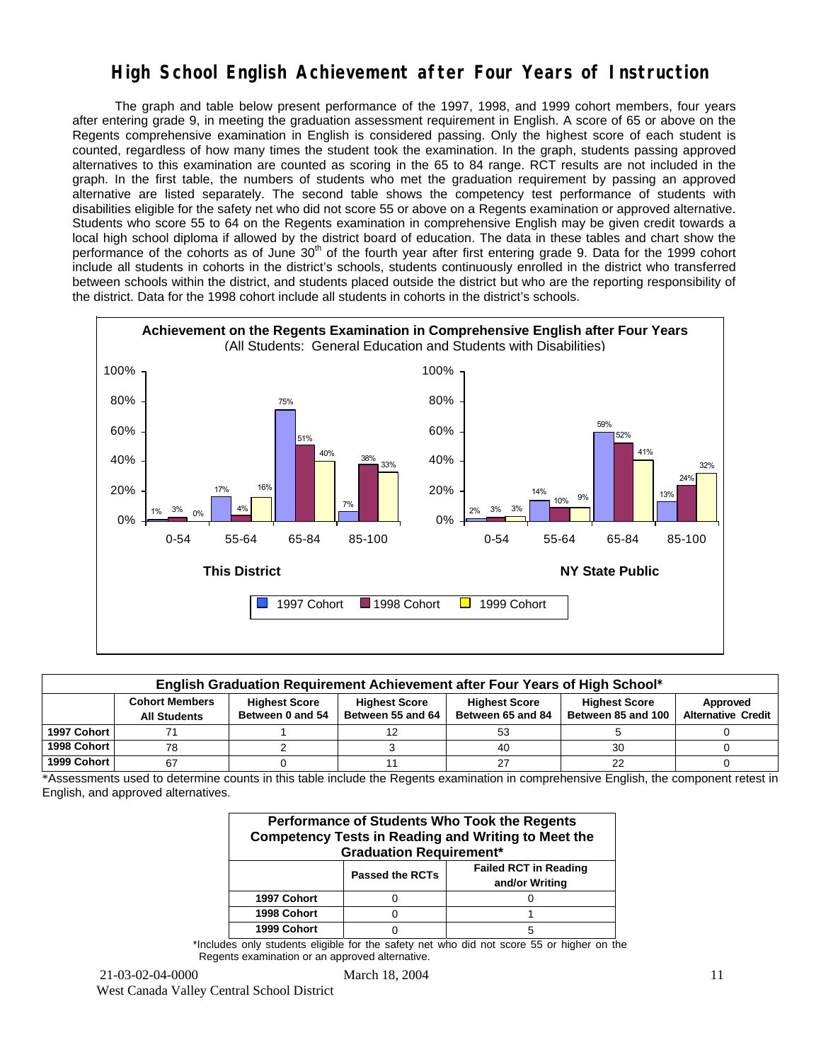# High School English Achievement after Four Years of Instruction

The graph and table below present performance of the 1997, 1998, and 1999 cohort members, four years after entering grade 9, in meeting the graduation assessment requirement in English. A score of 65 or above on the Regents comprehensive examination in English is considered passing. Only the highest score of each student is counted, regardless of how many times the student took the examination. In the graph, students passing approved alternatives to this examination are counted as scoring in the 65 to 84 range. RCT results are not included in the graph. In the first table, the numbers of students who met the graduation requirement by passing an approved alternative are listed separately. The second table shows the competency test performance of students with disabilities eligible for the safety net who did not score 55 or above on a Regents examination or approved alternative. Students who score 55 to 64 on the Regents examination in comprehensive English may be given credit towards a local high school diploma if allowed by the district board of education. The data in these tables and chart show the performance of the cohorts as of June 30th of the fourth year after first entering grade 9. Data for the 1999 cohort include all students in cohorts in the district's schools, students continuously enrolled in the district who transferred between schools within the district, and students placed outside the district but who are the reporting responsibility of the district. Data for the 1998 cohort include all students in cohorts in the district's schools.

**Achievement on the Regents Examination in Comprehensive English after Four Years**
(All Students: General Education and Students with Disabilities)

**This District**

| Score Range | 1997 Cohort | 1998 Cohort | 1999 Cohort |
|---|---|---|---|
| 0-54 | 1% | 3% | 0% |
| 55-64 | 17% | 4% | 16% |
| 65-84 | 75% | 51% | 40% |
| 85-100 | 7% | 38% | 33% |

**NY State Public**

| Score Range | 1997 Cohort | 1998 Cohort | 1999 Cohort |
|---|---|---|---|
| 0-54 | 2% | 3% | 3% |
| 55-64 | 14% | 10% | 9% |
| 65-84 | 59% | 52% | 41% |
| 85-100 | 13% | 24% | 32% |

**English Graduation Requirement Achievement after Four Years of High School***

| | Cohort Members All Students | Highest Score Between 0 and 54 | Highest Score Between 55 and 64 | Highest Score Between 65 and 84 | Highest Score Between 85 and 100 | Approved Alternative Credit |
|---|---|---|---|---|---|---|
| 1997 Cohort | 71 | 1 | 12 | 53 | 5 | 0 |
| 1998 Cohort | 78 | 2 | 3 | 40 | 30 | 0 |
| 1999 Cohort | 67 | 0 | 11 | 27 | 22 | 0 |

*Assessments used to determine counts in this table include the Regents examination in comprehensive English, the component retest in English, and approved alternatives.

**Performance of Students Who Took the Regents Competency Tests in Reading and Writing to Meet the Graduation Requirement***

| | Passed the RCTs | Failed RCT in Reading and/or Writing |
|---|---|---|
| 1997 Cohort | 0 | 0 |
| 1998 Cohort | 0 | 1 |
| 1999 Cohort | 0 | 5 |

*Includes only students eligible for the safety net who did not score 55 or higher on the Regents examination or an approved alternative.

21-03-02-04-0000 March 18, 2004

West Canada Valley Central School District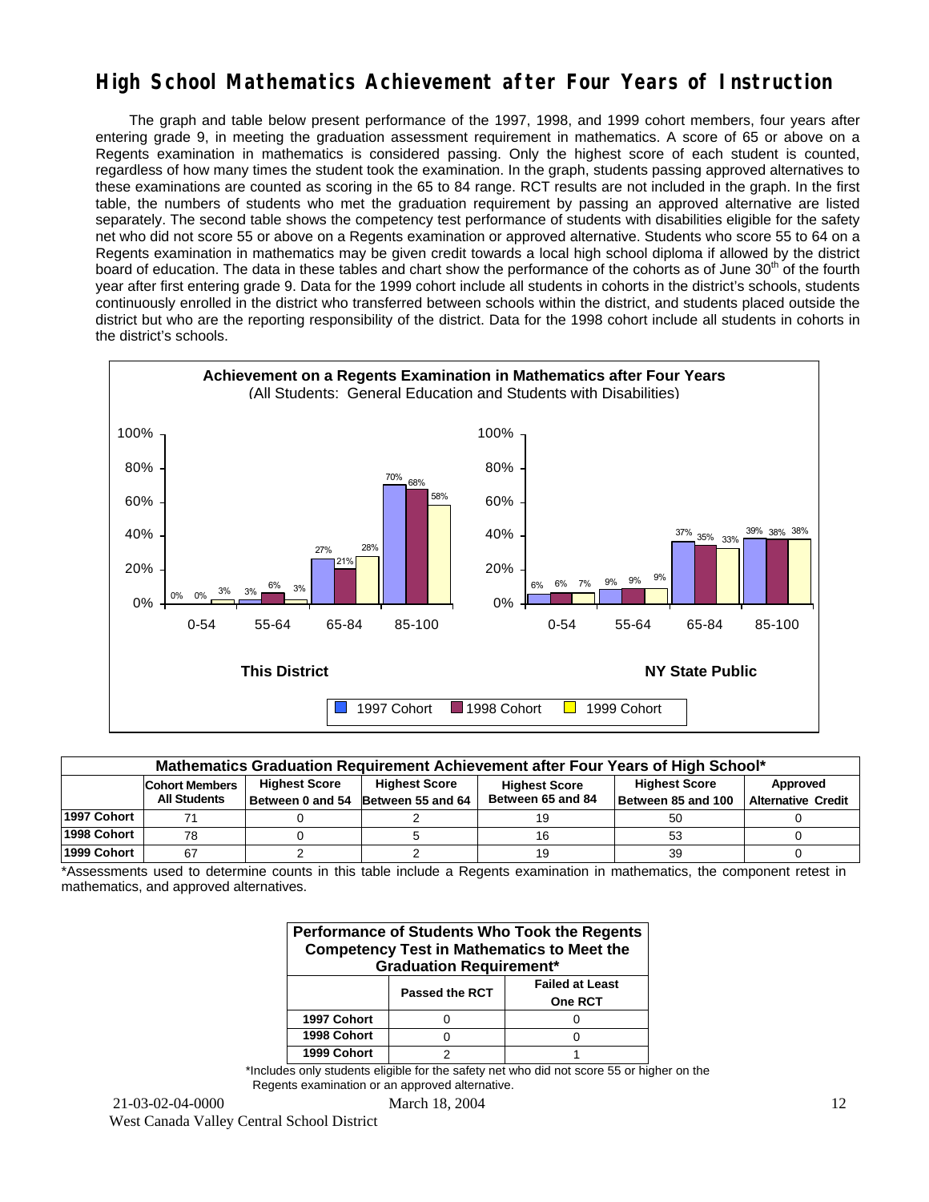# High School Mathematics Achievement after Four Years of Instruction

The graph and table below present performance of the 1997, 1998, and 1999 cohort members, four years after entering grade 9, in meeting the graduation assessment requirement in mathematics. A score of 65 or above on a Regents examination in mathematics is considered passing. Only the highest score of each student is counted, regardless of how many times the student took the examination. In the graph, students passing approved alternatives to these examinations are counted as scoring in the 65 to 84 range. RCT results are not included in the graph. In the first table, the numbers of students who met the graduation requirement by passing an approved alternative are listed separately. The second table shows the competency test performance of students with disabilities eligible for the safety net who did not score 55 or above on a Regents examination or approved alternative. Students who score 55 to 64 on a Regents examination in mathematics may be given credit towards a local high school diploma if allowed by the district board of education. The data in these tables and chart show the performance of the cohorts as of June 30th of the fourth year after first entering grade 9. Data for the 1999 cohort include all students in cohorts in the district's schools, students continuously enrolled in the district who transferred between schools within the district, and students placed outside the district but who are the reporting responsibility of the district. Data for the 1998 cohort include all students in cohorts in the district's schools.

**Achievement on a Regents Examination in Mathematics after Four Years**
(All Students: General Education and Students with Disabilities)

| | This District 1997 Cohort | This District 1998 Cohort | This District 1999 Cohort | NY State Public 1997 Cohort | NY State Public 1998 Cohort | NY State Public 1999 Cohort |
|---|---|---|---|---|---|---|
| 0-54 | 0% | 0% | 3% | 6% | 6% | 7% |
| 55-64 | 3% | 6% | 3% | 9% | 9% | 9% |
| 65-84 | 27% | 21% | 28% | 37% | 35% | 33% |
| 85-100 | 70% | 68% | 58% | 39% | 38% | 38% |

| Mathematics Graduation Requirement Achievement after Four Years of High School* | | | | | | |
|---|---|---|---|---|---|---|
| | Cohort Members All Students | Highest Score Between 0 and 54 | Highest Score Between 55 and 64 | Highest Score Between 65 and 84 | Highest Score Between 85 and 100 | Approved Alternative Credit |
| 1997 Cohort | 71 | 0 | 2 | 19 | 50 | 0 |
| 1998 Cohort | 78 | 0 | 5 | 16 | 53 | 0 |
| 1999 Cohort | 67 | 2 | 2 | 19 | 39 | 0 |

*Assessments used to determine counts in this table include a Regents examination in mathematics, the component retest in mathematics, and approved alternatives.

| Performance of Students Who Took the Regents Competency Test in Mathematics to Meet the Graduation Requirement* | | |
|---|---|---|
| | Passed the RCT | Failed at Least One RCT |
| 1997 Cohort | 0 | 0 |
| 1998 Cohort | 0 | 0 |
| 1999 Cohort | 2 | 1 |

*Includes only students eligible for the safety net who did not score 55 or higher on the Regents examination or an approved alternative.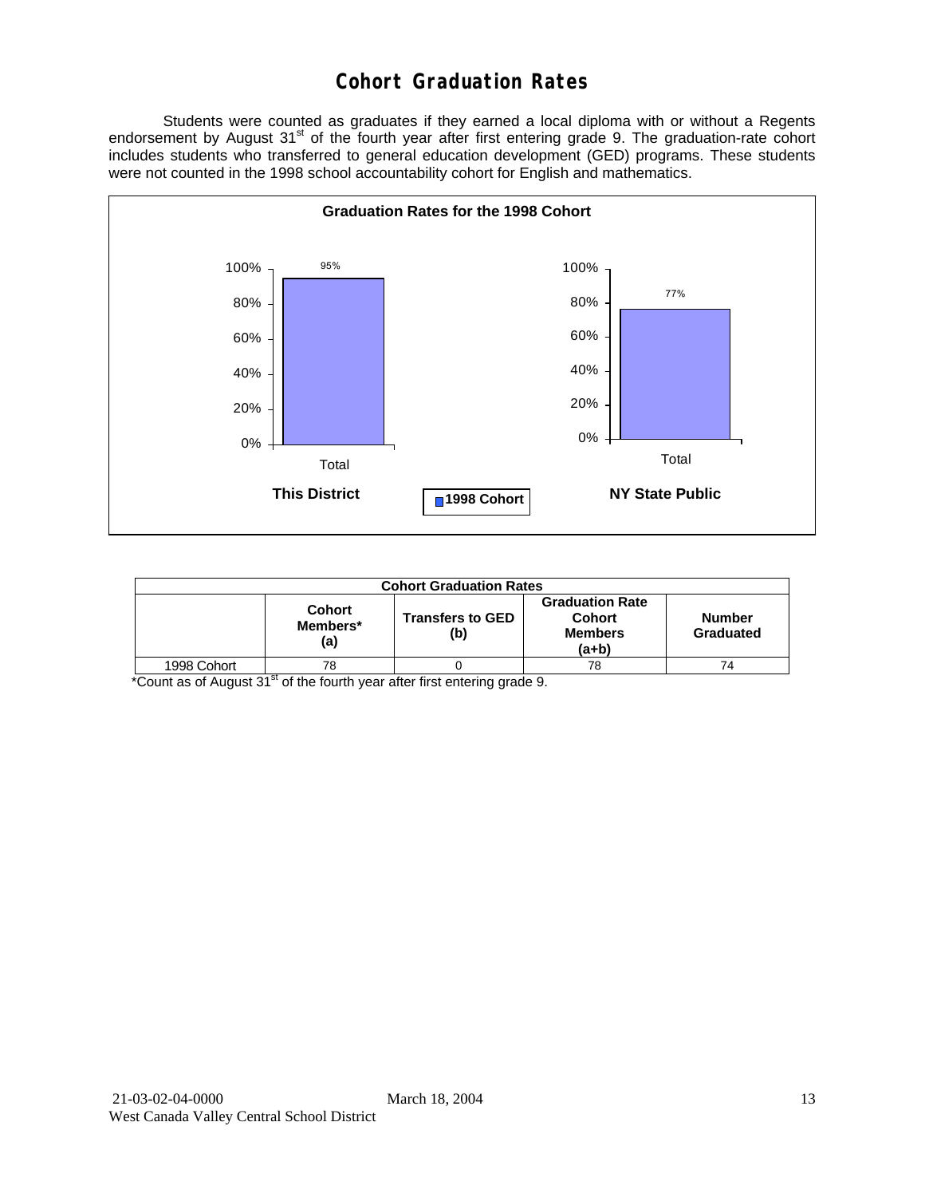# Cohort Graduation Rates

Students were counted as graduates if they earned a local diploma with or without a Regents endorsement by August 31st of the fourth year after first entering grade 9. The graduation-rate cohort includes students who transferred to general education development (GED) programs. These students were not counted in the 1998 school accountability cohort for English and mathematics.

**Graduation Rates for the 1998 Cohort**

| | This District | NY State Public |
|---|---|---|
| Total | 95% | 77% |

| Cohort Graduation Rates | | | | |
|---|---|---|---|---|
| | Cohort Members* (a) | Transfers to GED (b) | Graduation Rate Cohort Members (a+b) | Number Graduated |
| 1998 Cohort | 78 | 0 | 78 | 74 |

*Count as of August 31st of the fourth year after first entering grade 9.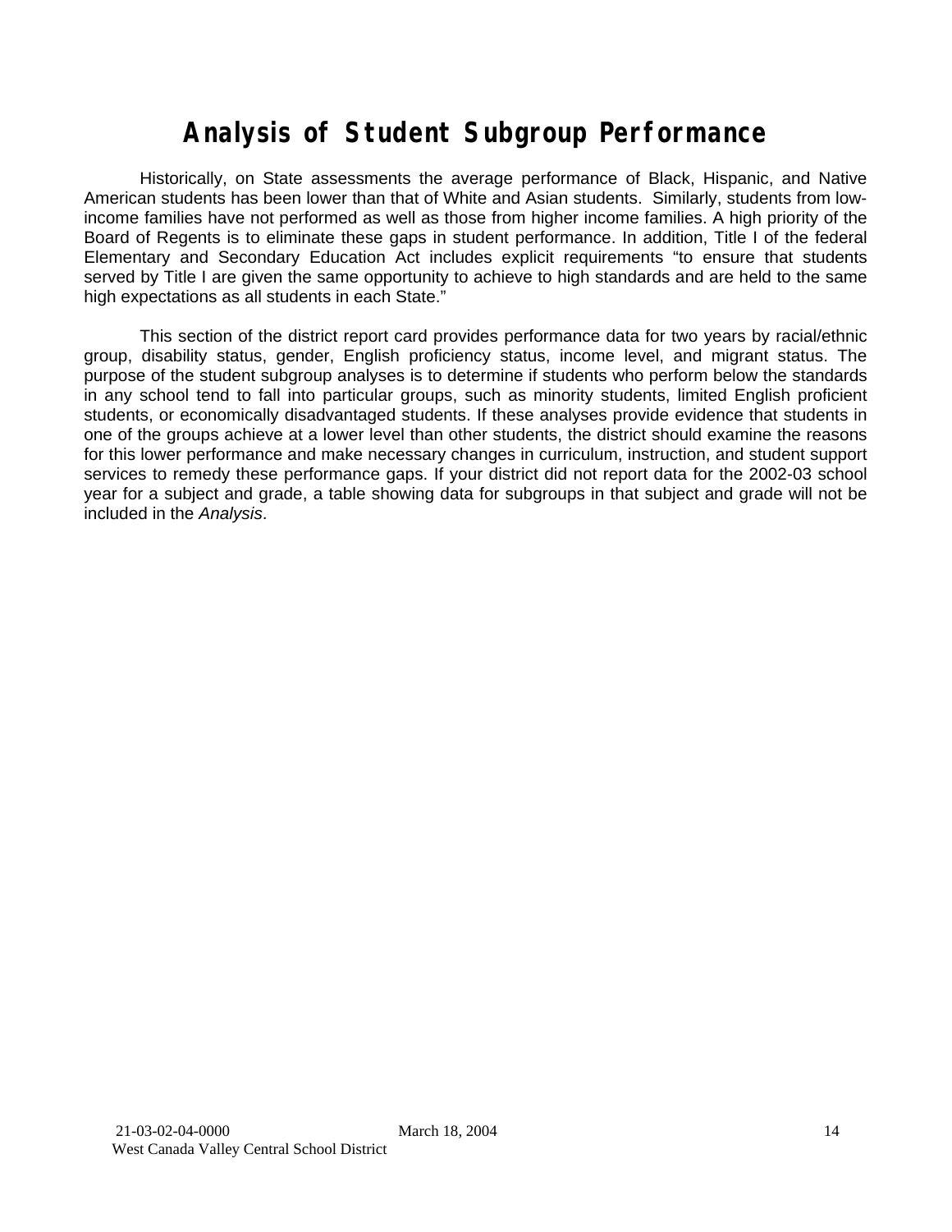# Analysis of Student Subgroup Performance

Historically, on State assessments the average performance of Black, Hispanic, and Native American students has been lower than that of White and Asian students. Similarly, students from low-income families have not performed as well as those from higher income families. A high priority of the Board of Regents is to eliminate these gaps in student performance. In addition, Title I of the federal Elementary and Secondary Education Act includes explicit requirements "to ensure that students served by Title I are given the same opportunity to achieve to high standards and are held to the same high expectations as all students in each State."

This section of the district report card provides performance data for two years by racial/ethnic group, disability status, gender, English proficiency status, income level, and migrant status. The purpose of the student subgroup analyses is to determine if students who perform below the standards in any school tend to fall into particular groups, such as minority students, limited English proficient students, or economically disadvantaged students. If these analyses provide evidence that students in one of the groups achieve at a lower level than other students, the district should examine the reasons for this lower performance and make necessary changes in curriculum, instruction, and student support services to remedy these performance gaps. If your district did not report data for the 2002-03 school year for a subject and grade, a table showing data for subgroups in that subject and grade will not be included in the *Analysis*.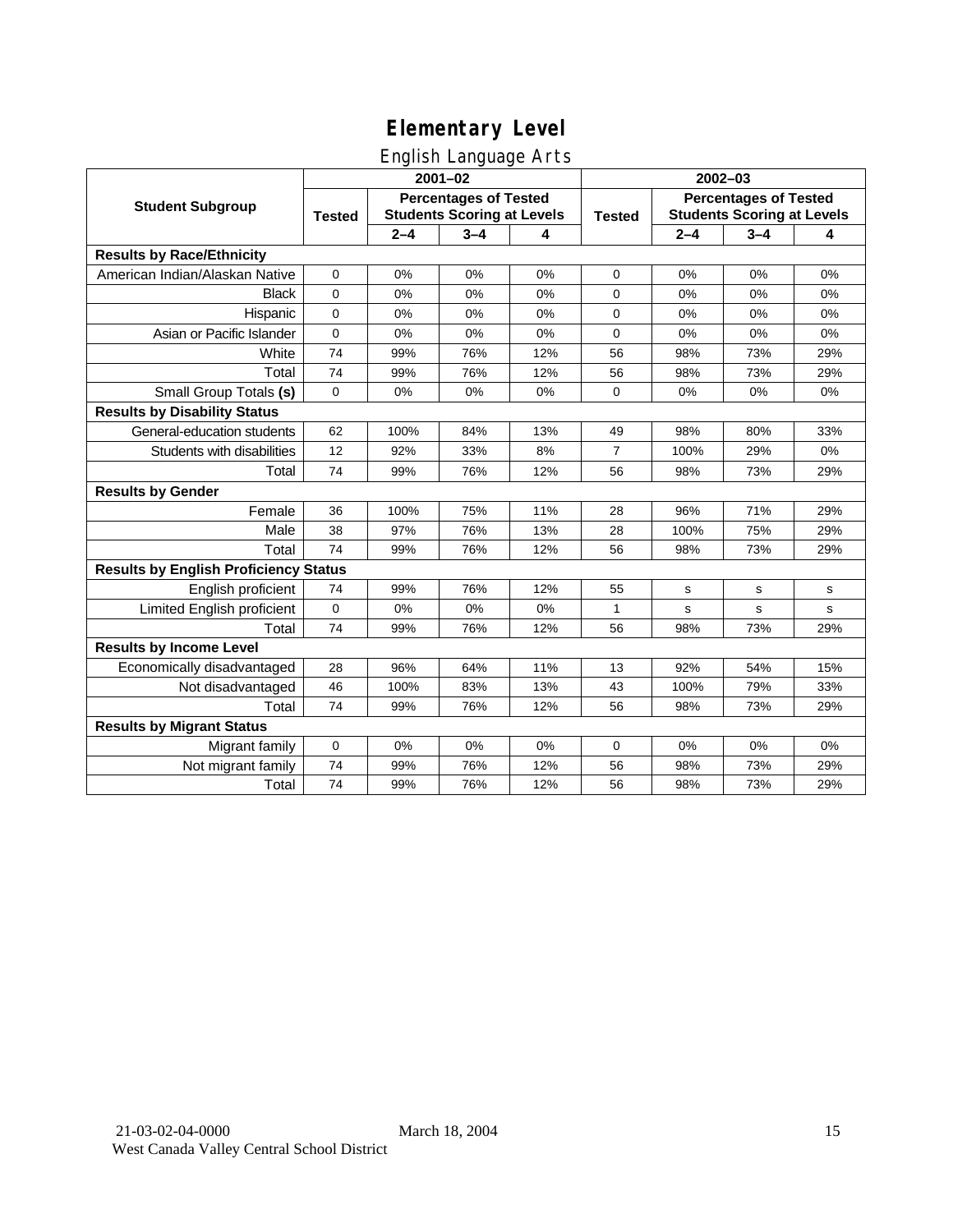# Elementary Level

## English Language Arts

| Student Subgroup | 2001–02 | | | | 2002–03 | | | |
|---|---|---|---|---|---|---|---|---|
| | Tested | Percentages of Tested Students Scoring at Levels | | | Tested | Percentages of Tested Students Scoring at Levels | | |
| | | 2–4 | 3–4 | 4 | | 2–4 | 3–4 | 4 |
| **Results by Race/Ethnicity** | | | | | | | | |
| American Indian/Alaskan Native | 0 | 0% | 0% | 0% | 0 | 0% | 0% | 0% |
| Black | 0 | 0% | 0% | 0% | 0 | 0% | 0% | 0% |
| Hispanic | 0 | 0% | 0% | 0% | 0 | 0% | 0% | 0% |
| Asian or Pacific Islander | 0 | 0% | 0% | 0% | 0 | 0% | 0% | 0% |
| White | 74 | 99% | 76% | 12% | 56 | 98% | 73% | 29% |
| Total | 74 | 99% | 76% | 12% | 56 | 98% | 73% | 29% |
| Small Group Totals **(s)** | 0 | 0% | 0% | 0% | 0 | 0% | 0% | 0% |
| **Results by Disability Status** | | | | | | | | |
| General-education students | 62 | 100% | 84% | 13% | 49 | 98% | 80% | 33% |
| Students with disabilities | 12 | 92% | 33% | 8% | 7 | 100% | 29% | 0% |
| Total | 74 | 99% | 76% | 12% | 56 | 98% | 73% | 29% |
| **Results by Gender** | | | | | | | | |
| Female | 36 | 100% | 75% | 11% | 28 | 96% | 71% | 29% |
| Male | 38 | 97% | 76% | 13% | 28 | 100% | 75% | 29% |
| Total | 74 | 99% | 76% | 12% | 56 | 98% | 73% | 29% |
| **Results by English Proficiency Status** | | | | | | | | |
| English proficient | 74 | 99% | 76% | 12% | 55 | s | s | s |
| Limited English proficient | 0 | 0% | 0% | 0% | 1 | s | s | s |
| Total | 74 | 99% | 76% | 12% | 56 | 98% | 73% | 29% |
| **Results by Income Level** | | | | | | | | |
| Economically disadvantaged | 28 | 96% | 64% | 11% | 13 | 92% | 54% | 15% |
| Not disadvantaged | 46 | 100% | 83% | 13% | 43 | 100% | 79% | 33% |
| Total | 74 | 99% | 76% | 12% | 56 | 98% | 73% | 29% |
| **Results by Migrant Status** | | | | | | | | |
| Migrant family | 0 | 0% | 0% | 0% | 0 | 0% | 0% | 0% |
| Not migrant family | 74 | 99% | 76% | 12% | 56 | 98% | 73% | 29% |
| Total | 74 | 99% | 76% | 12% | 56 | 98% | 73% | 29% |

21-03-02-04-0000 March 18, 2004
West Canada Valley Central School District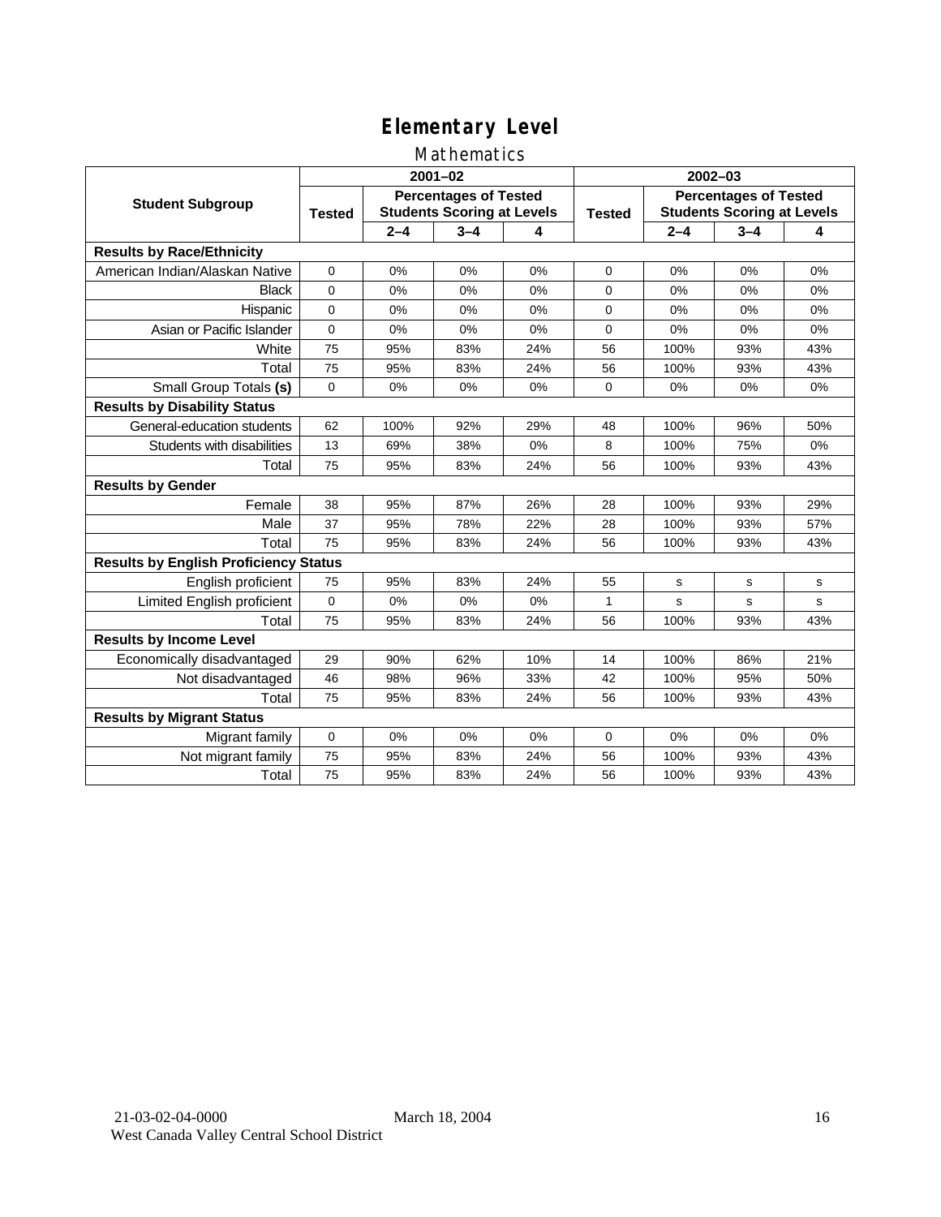# Elementary Level

## Mathematics

| Student Subgroup | 2001–02 | | | | 2002–03 | | | |
|---|---|---|---|---|---|---|---|---|
| | Tested | Percentages of Tested Students Scoring at Levels | | | Tested | Percentages of Tested Students Scoring at Levels | | |
| | | 2–4 | 3–4 | 4 | | 2–4 | 3–4 | 4 |
| **Results by Race/Ethnicity** | | | | | | | | |
| American Indian/Alaskan Native | 0 | 0% | 0% | 0% | 0 | 0% | 0% | 0% |
| Black | 0 | 0% | 0% | 0% | 0 | 0% | 0% | 0% |
| Hispanic | 0 | 0% | 0% | 0% | 0 | 0% | 0% | 0% |
| Asian or Pacific Islander | 0 | 0% | 0% | 0% | 0 | 0% | 0% | 0% |
| White | 75 | 95% | 83% | 24% | 56 | 100% | 93% | 43% |
| Total | 75 | 95% | 83% | 24% | 56 | 100% | 93% | 43% |
| Small Group Totals **(s)** | 0 | 0% | 0% | 0% | 0 | 0% | 0% | 0% |
| **Results by Disability Status** | | | | | | | | |
| General-education students | 62 | 100% | 92% | 29% | 48 | 100% | 96% | 50% |
| Students with disabilities | 13 | 69% | 38% | 0% | 8 | 100% | 75% | 0% |
| Total | 75 | 95% | 83% | 24% | 56 | 100% | 93% | 43% |
| **Results by Gender** | | | | | | | | |
| Female | 38 | 95% | 87% | 26% | 28 | 100% | 93% | 29% |
| Male | 37 | 95% | 78% | 22% | 28 | 100% | 93% | 57% |
| Total | 75 | 95% | 83% | 24% | 56 | 100% | 93% | 43% |
| **Results by English Proficiency Status** | | | | | | | | |
| English proficient | 75 | 95% | 83% | 24% | 55 | s | s | s |
| Limited English proficient | 0 | 0% | 0% | 0% | 1 | s | s | s |
| Total | 75 | 95% | 83% | 24% | 56 | 100% | 93% | 43% |
| **Results by Income Level** | | | | | | | | |
| Economically disadvantaged | 29 | 90% | 62% | 10% | 14 | 100% | 86% | 21% |
| Not disadvantaged | 46 | 98% | 96% | 33% | 42 | 100% | 95% | 50% |
| Total | 75 | 95% | 83% | 24% | 56 | 100% | 93% | 43% |
| **Results by Migrant Status** | | | | | | | | |
| Migrant family | 0 | 0% | 0% | 0% | 0 | 0% | 0% | 0% |
| Not migrant family | 75 | 95% | 83% | 24% | 56 | 100% | 93% | 43% |
| Total | 75 | 95% | 83% | 24% | 56 | 100% | 93% | 43% |

21-03-02-04-0000 March 18, 2004
West Canada Valley Central School District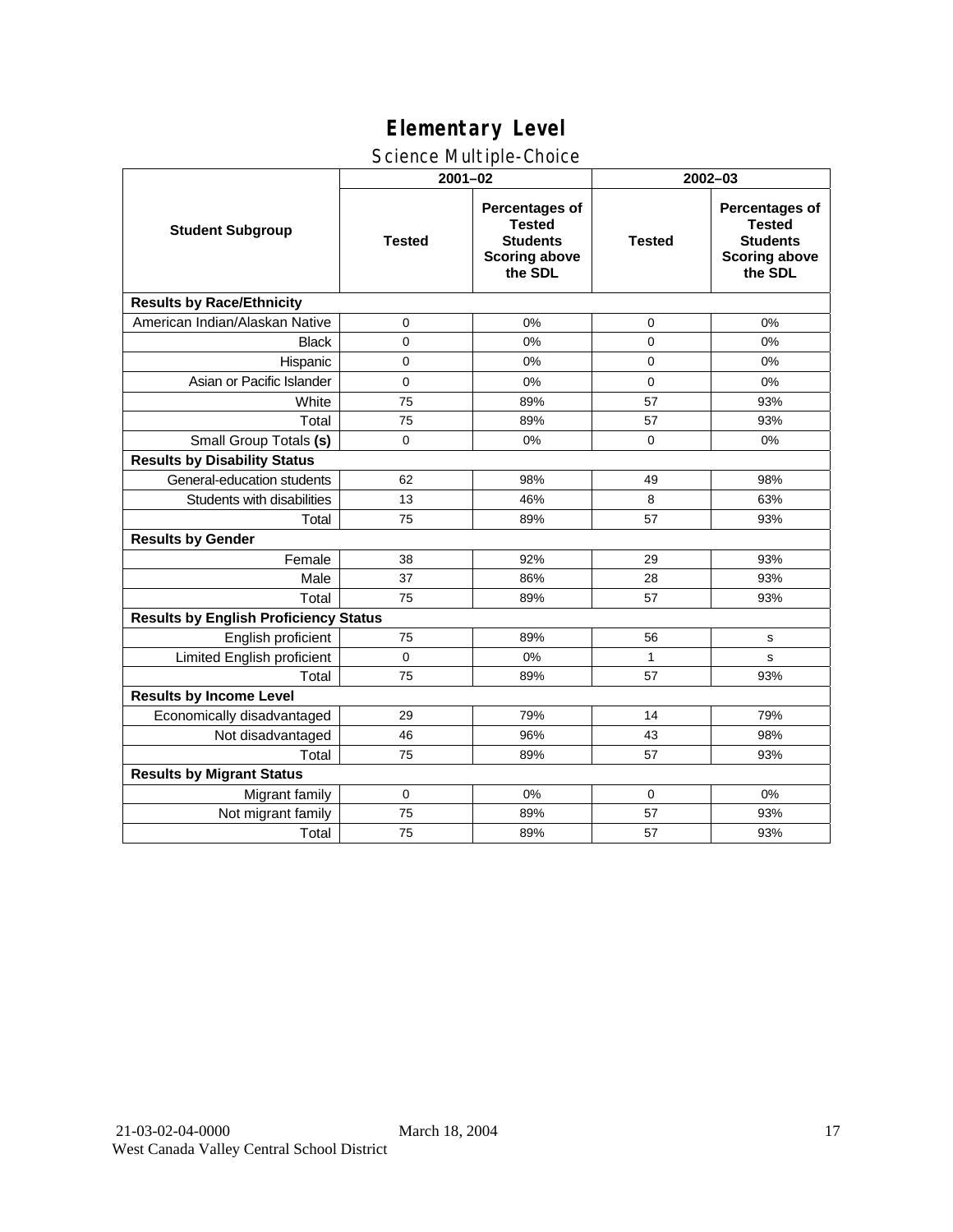# Elementary Level

## Science Multiple-Choice

| Student Subgroup | 2001–02 | | 2002–03 | |
|---|---|---|---|---|
| | Tested | Percentages of Tested Students Scoring above the SDL | Tested | Percentages of Tested Students Scoring above the SDL |
| **Results by Race/Ethnicity** | | | | |
| American Indian/Alaskan Native | 0 | 0% | 0 | 0% |
| Black | 0 | 0% | 0 | 0% |
| Hispanic | 0 | 0% | 0 | 0% |
| Asian or Pacific Islander | 0 | 0% | 0 | 0% |
| White | 75 | 89% | 57 | 93% |
| Total | 75 | 89% | 57 | 93% |
| Small Group Totals **(s)** | 0 | 0% | 0 | 0% |
| **Results by Disability Status** | | | | |
| General-education students | 62 | 98% | 49 | 98% |
| Students with disabilities | 13 | 46% | 8 | 63% |
| Total | 75 | 89% | 57 | 93% |
| **Results by Gender** | | | | |
| Female | 38 | 92% | 29 | 93% |
| Male | 37 | 86% | 28 | 93% |
| Total | 75 | 89% | 57 | 93% |
| **Results by English Proficiency Status** | | | | |
| English proficient | 75 | 89% | 56 | s |
| Limited English proficient | 0 | 0% | 1 | s |
| Total | 75 | 89% | 57 | 93% |
| **Results by Income Level** | | | | |
| Economically disadvantaged | 29 | 79% | 14 | 79% |
| Not disadvantaged | 46 | 96% | 43 | 98% |
| Total | 75 | 89% | 57 | 93% |
| **Results by Migrant Status** | | | | |
| Migrant family | 0 | 0% | 0 | 0% |
| Not migrant family | 75 | 89% | 57 | 93% |
| Total | 75 | 89% | 57 | 93% |

21-03-02-04-0000 March 18, 2004
West Canada Valley Central School District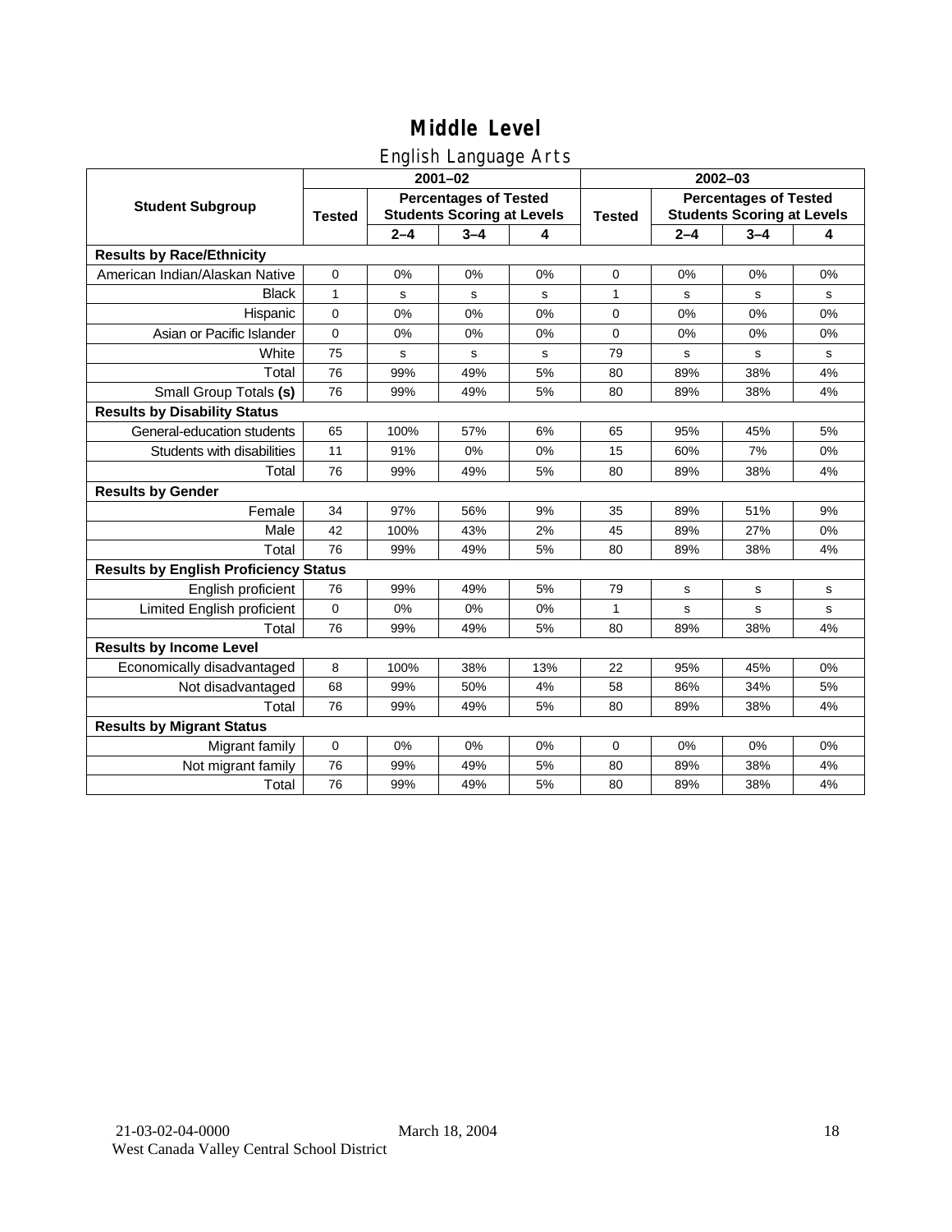# Middle Level

## English Language Arts

| Student Subgroup | 2001–02 | | | | 2002–03 | | | |
|---|---|---|---|---|---|---|---|---|
| | Tested | Percentages of Tested Students Scoring at Levels | | | Tested | Percentages of Tested Students Scoring at Levels | | |
| | | 2–4 | 3–4 | 4 | | 2–4 | 3–4 | 4 |
| **Results by Race/Ethnicity** | | | | | | | | |
| American Indian/Alaskan Native | 0 | 0% | 0% | 0% | 0 | 0% | 0% | 0% |
| Black | 1 | s | s | s | 1 | s | s | s |
| Hispanic | 0 | 0% | 0% | 0% | 0 | 0% | 0% | 0% |
| Asian or Pacific Islander | 0 | 0% | 0% | 0% | 0 | 0% | 0% | 0% |
| White | 75 | s | s | s | 79 | s | s | s |
| Total | 76 | 99% | 49% | 5% | 80 | 89% | 38% | 4% |
| Small Group Totals **(s)** | 76 | 99% | 49% | 5% | 80 | 89% | 38% | 4% |
| **Results by Disability Status** | | | | | | | | |
| General-education students | 65 | 100% | 57% | 6% | 65 | 95% | 45% | 5% |
| Students with disabilities | 11 | 91% | 0% | 0% | 15 | 60% | 7% | 0% |
| Total | 76 | 99% | 49% | 5% | 80 | 89% | 38% | 4% |
| **Results by Gender** | | | | | | | | |
| Female | 34 | 97% | 56% | 9% | 35 | 89% | 51% | 9% |
| Male | 42 | 100% | 43% | 2% | 45 | 89% | 27% | 0% |
| Total | 76 | 99% | 49% | 5% | 80 | 89% | 38% | 4% |
| **Results by English Proficiency Status** | | | | | | | | |
| English proficient | 76 | 99% | 49% | 5% | 79 | s | s | s |
| Limited English proficient | 0 | 0% | 0% | 0% | 1 | s | s | s |
| Total | 76 | 99% | 49% | 5% | 80 | 89% | 38% | 4% |
| **Results by Income Level** | | | | | | | | |
| Economically disadvantaged | 8 | 100% | 38% | 13% | 22 | 95% | 45% | 0% |
| Not disadvantaged | 68 | 99% | 50% | 4% | 58 | 86% | 34% | 5% |
| Total | 76 | 99% | 49% | 5% | 80 | 89% | 38% | 4% |
| **Results by Migrant Status** | | | | | | | | |
| Migrant family | 0 | 0% | 0% | 0% | 0 | 0% | 0% | 0% |
| Not migrant family | 76 | 99% | 49% | 5% | 80 | 89% | 38% | 4% |
| Total | 76 | 99% | 49% | 5% | 80 | 89% | 38% | 4% |

21-03-02-04-0000 March 18, 2004
West Canada Valley Central School District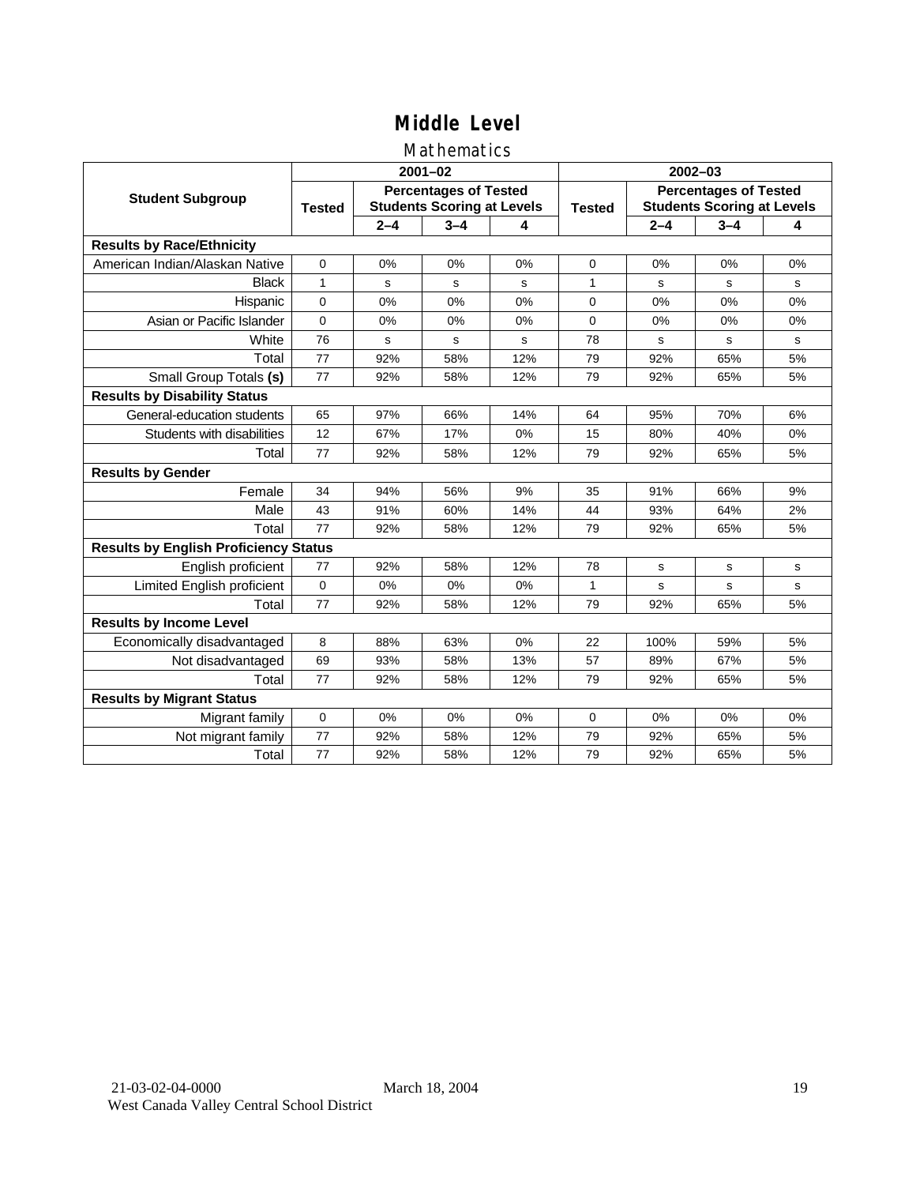# Middle Level

## Mathematics

| Student Subgroup | 2001–02 | | | | 2002–03 | | | |
|---|---|---|---|---|---|---|---|---|
| | Tested | Percentages of Tested Students Scoring at Levels | | | Tested | Percentages of Tested Students Scoring at Levels | | |
| | | 2–4 | 3–4 | 4 | | 2–4 | 3–4 | 4 |
| **Results by Race/Ethnicity** | | | | | | | | |
| American Indian/Alaskan Native | 0 | 0% | 0% | 0% | 0 | 0% | 0% | 0% |
| Black | 1 | s | s | s | 1 | s | s | s |
| Hispanic | 0 | 0% | 0% | 0% | 0 | 0% | 0% | 0% |
| Asian or Pacific Islander | 0 | 0% | 0% | 0% | 0 | 0% | 0% | 0% |
| White | 76 | s | s | s | 78 | s | s | s |
| Total | 77 | 92% | 58% | 12% | 79 | 92% | 65% | 5% |
| Small Group Totals **(s)** | 77 | 92% | 58% | 12% | 79 | 92% | 65% | 5% |
| **Results by Disability Status** | | | | | | | | |
| General-education students | 65 | 97% | 66% | 14% | 64 | 95% | 70% | 6% |
| Students with disabilities | 12 | 67% | 17% | 0% | 15 | 80% | 40% | 0% |
| Total | 77 | 92% | 58% | 12% | 79 | 92% | 65% | 5% |
| **Results by Gender** | | | | | | | | |
| Female | 34 | 94% | 56% | 9% | 35 | 91% | 66% | 9% |
| Male | 43 | 91% | 60% | 14% | 44 | 93% | 64% | 2% |
| Total | 77 | 92% | 58% | 12% | 79 | 92% | 65% | 5% |
| **Results by English Proficiency Status** | | | | | | | | |
| English proficient | 77 | 92% | 58% | 12% | 78 | s | s | s |
| Limited English proficient | 0 | 0% | 0% | 0% | 1 | s | s | s |
| Total | 77 | 92% | 58% | 12% | 79 | 92% | 65% | 5% |
| **Results by Income Level** | | | | | | | | |
| Economically disadvantaged | 8 | 88% | 63% | 0% | 22 | 100% | 59% | 5% |
| Not disadvantaged | 69 | 93% | 58% | 13% | 57 | 89% | 67% | 5% |
| Total | 77 | 92% | 58% | 12% | 79 | 92% | 65% | 5% |
| **Results by Migrant Status** | | | | | | | | |
| Migrant family | 0 | 0% | 0% | 0% | 0 | 0% | 0% | 0% |
| Not migrant family | 77 | 92% | 58% | 12% | 79 | 92% | 65% | 5% |
| Total | 77 | 92% | 58% | 12% | 79 | 92% | 65% | 5% |

21-03-02-04-0000 March 18, 2004
West Canada Valley Central School District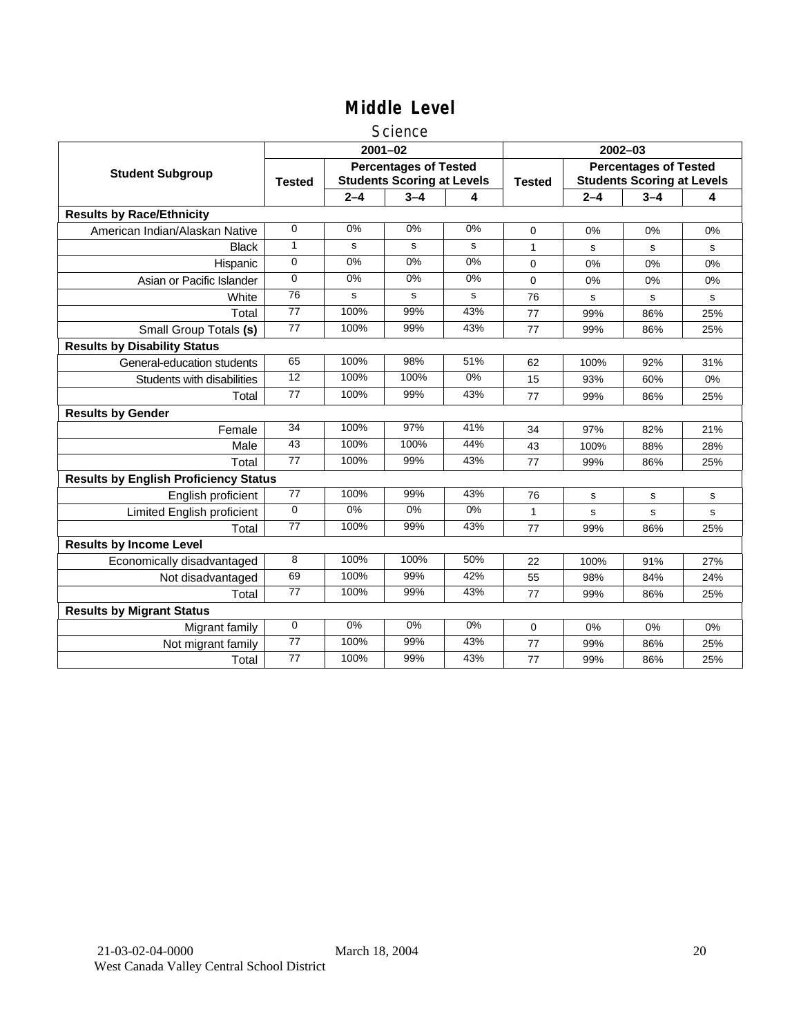# Middle Level

## Science

| Student Subgroup | 2001–02 | | | | 2002–03 | | | |
|---|---|---|---|---|---|---|---|---|
| | Tested | Percentages of Tested Students Scoring at Levels | | | Tested | Percentages of Tested Students Scoring at Levels | | |
| | | 2–4 | 3–4 | 4 | | 2–4 | 3–4 | 4 |
| **Results by Race/Ethnicity** | | | | | | | | |
| American Indian/Alaskan Native | 0 | 0% | 0% | 0% | 0 | 0% | 0% | 0% |
| Black | 1 | s | s | s | 1 | s | s | s |
| Hispanic | 0 | 0% | 0% | 0% | 0 | 0% | 0% | 0% |
| Asian or Pacific Islander | 0 | 0% | 0% | 0% | 0 | 0% | 0% | 0% |
| White | 76 | s | s | s | 76 | s | s | s |
| Total | 77 | 100% | 99% | 43% | 77 | 99% | 86% | 25% |
| Small Group Totals **(s)** | 77 | 100% | 99% | 43% | 77 | 99% | 86% | 25% |
| **Results by Disability Status** | | | | | | | | |
| General-education students | 65 | 100% | 98% | 51% | 62 | 100% | 92% | 31% |
| Students with disabilities | 12 | 100% | 100% | 0% | 15 | 93% | 60% | 0% |
| Total | 77 | 100% | 99% | 43% | 77 | 99% | 86% | 25% |
| **Results by Gender** | | | | | | | | |
| Female | 34 | 100% | 97% | 41% | 34 | 97% | 82% | 21% |
| Male | 43 | 100% | 100% | 44% | 43 | 100% | 88% | 28% |
| Total | 77 | 100% | 99% | 43% | 77 | 99% | 86% | 25% |
| **Results by English Proficiency Status** | | | | | | | | |
| English proficient | 77 | 100% | 99% | 43% | 76 | s | s | s |
| Limited English proficient | 0 | 0% | 0% | 0% | 1 | s | s | s |
| Total | 77 | 100% | 99% | 43% | 77 | 99% | 86% | 25% |
| **Results by Income Level** | | | | | | | | |
| Economically disadvantaged | 8 | 100% | 100% | 50% | 22 | 100% | 91% | 27% |
| Not disadvantaged | 69 | 100% | 99% | 42% | 55 | 98% | 84% | 24% |
| Total | 77 | 100% | 99% | 43% | 77 | 99% | 86% | 25% |
| **Results by Migrant Status** | | | | | | | | |
| Migrant family | 0 | 0% | 0% | 0% | 0 | 0% | 0% | 0% |
| Not migrant family | 77 | 100% | 99% | 43% | 77 | 99% | 86% | 25% |
| Total | 77 | 100% | 99% | 43% | 77 | 99% | 86% | 25% |

21-03-02-04-0000 March 18, 2004
West Canada Valley Central School District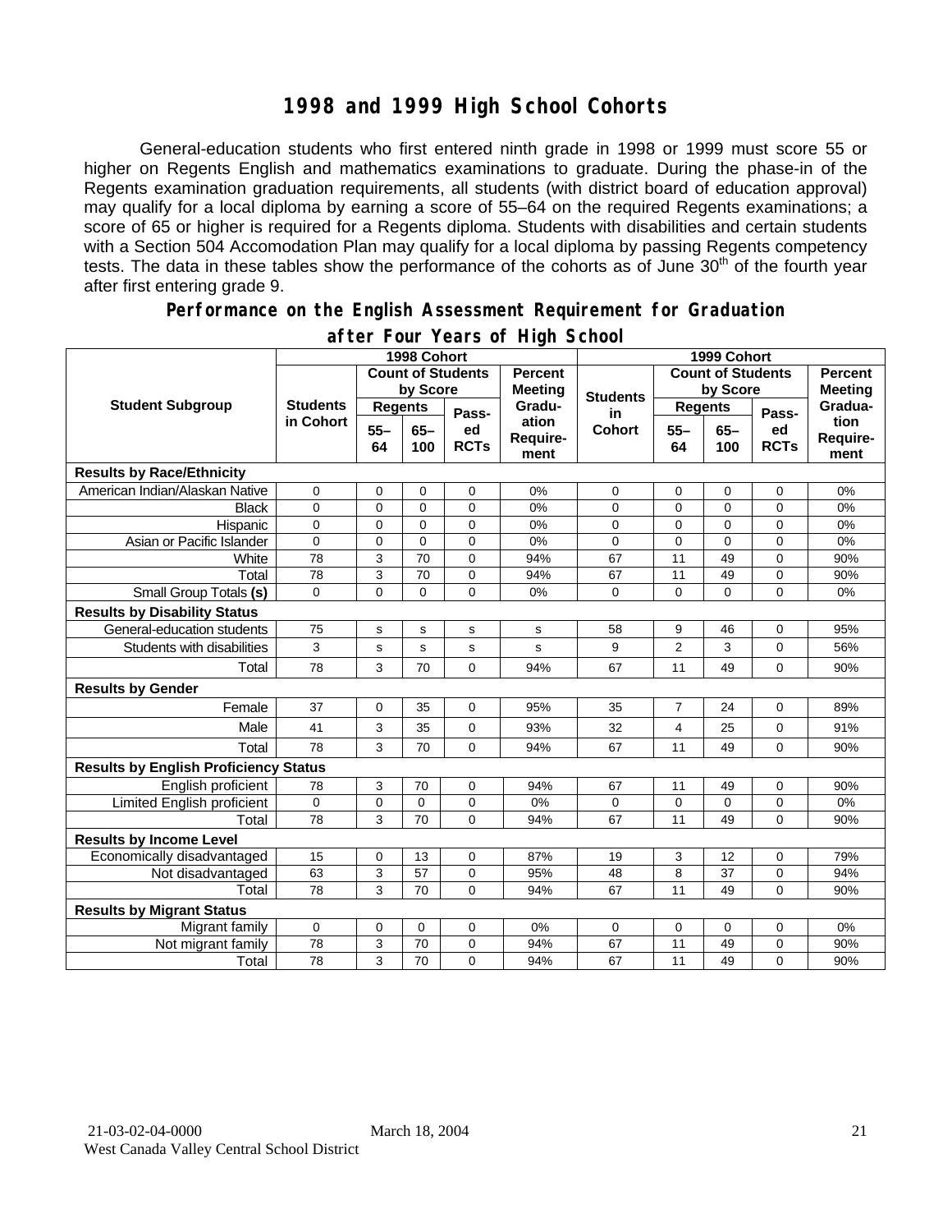# 1998 and 1999 High School Cohorts

General-education students who first entered ninth grade in 1998 or 1999 must score 55 or higher on Regents English and mathematics examinations to graduate. During the phase-in of the Regents examination graduation requirements, all students (with district board of education approval) may qualify for a local diploma by earning a score of 55–64 on the required Regents examinations; a score of 65 or higher is required for a Regents diploma. Students with disabilities and certain students with a Section 504 Accomodation Plan may qualify for a local diploma by passing Regents competency tests. The data in these tables show the performance of the cohorts as of June 30th of the fourth year after first entering grade 9.

## Performance on the English Assessment Requirement for Graduation after Four Years of High School

| Student Subgroup | 1998 Cohort | | | | | 1999 Cohort | | | | |
|---|---|---|---|---|---|---|---|---|---|---|
| | Students in Cohort | Count of Students by Score | | | Percent Meeting Graduation Requirement | Students in Cohort | Count of Students by Score | | | Percent Meeting Graduation Requirement |
| | | Regents 55–64 | Regents 65–100 | Passed RCTs | | | Regents 55–64 | Regents 65–100 | Passed RCTs | |
| **Results by Race/Ethnicity** | | | | | | | | | | |
| American Indian/Alaskan Native | 0 | 0 | 0 | 0 | 0% | 0 | 0 | 0 | 0 | 0% |
| Black | 0 | 0 | 0 | 0 | 0% | 0 | 0 | 0 | 0 | 0% |
| Hispanic | 0 | 0 | 0 | 0 | 0% | 0 | 0 | 0 | 0 | 0% |
| Asian or Pacific Islander | 0 | 0 | 0 | 0 | 0% | 0 | 0 | 0 | 0 | 0% |
| White | 78 | 3 | 70 | 0 | 94% | 67 | 11 | 49 | 0 | 90% |
| Total | 78 | 3 | 70 | 0 | 94% | 67 | 11 | 49 | 0 | 90% |
| Small Group Totals **(s)** | 0 | 0 | 0 | 0 | 0% | 0 | 0 | 0 | 0 | 0% |
| **Results by Disability Status** | | | | | | | | | | |
| General-education students | 75 | s | s | s | s | 58 | 9 | 46 | 0 | 95% |
| Students with disabilities | 3 | s | s | s | s | 9 | 2 | 3 | 0 | 56% |
| Total | 78 | 3 | 70 | 0 | 94% | 67 | 11 | 49 | 0 | 90% |
| **Results by Gender** | | | | | | | | | | |
| Female | 37 | 0 | 35 | 0 | 95% | 35 | 7 | 24 | 0 | 89% |
| Male | 41 | 3 | 35 | 0 | 93% | 32 | 4 | 25 | 0 | 91% |
| Total | 78 | 3 | 70 | 0 | 94% | 67 | 11 | 49 | 0 | 90% |
| **Results by English Proficiency Status** | | | | | | | | | | |
| English proficient | 78 | 3 | 70 | 0 | 94% | 67 | 11 | 49 | 0 | 90% |
| Limited English proficient | 0 | 0 | 0 | 0 | 0% | 0 | 0 | 0 | 0 | 0% |
| Total | 78 | 3 | 70 | 0 | 94% | 67 | 11 | 49 | 0 | 90% |
| **Results by Income Level** | | | | | | | | | | |
| Economically disadvantaged | 15 | 0 | 13 | 0 | 87% | 19 | 3 | 12 | 0 | 79% |
| Not disadvantaged | 63 | 3 | 57 | 0 | 95% | 48 | 8 | 37 | 0 | 94% |
| Total | 78 | 3 | 70 | 0 | 94% | 67 | 11 | 49 | 0 | 90% |
| **Results by Migrant Status** | | | | | | | | | | |
| Migrant family | 0 | 0 | 0 | 0 | 0% | 0 | 0 | 0 | 0 | 0% |
| Not migrant family | 78 | 3 | 70 | 0 | 94% | 67 | 11 | 49 | 0 | 90% |
| Total | 78 | 3 | 70 | 0 | 94% | 67 | 11 | 49 | 0 | 90% |

21-03-02-04-0000 March 18, 2004
West Canada Valley Central School District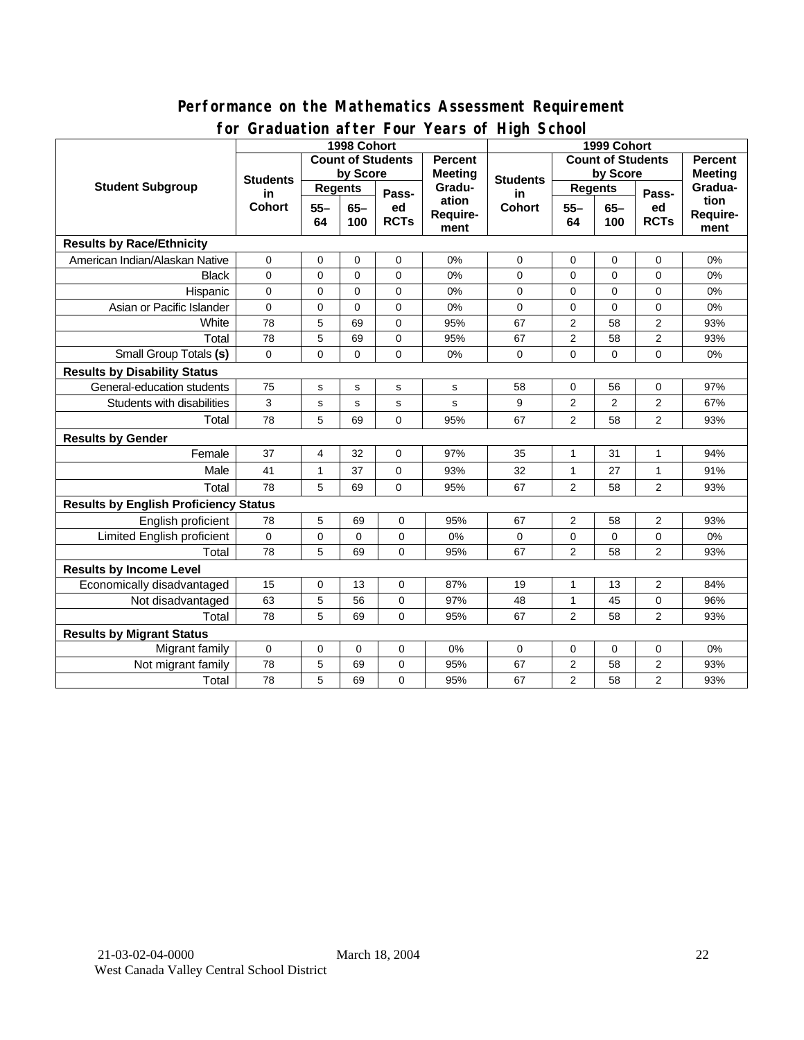## Performance on the Mathematics Assessment Requirement for Graduation after Four Years of High School

| Student Subgroup | 1998 Cohort | | | | | 1999 Cohort | | | | |
|---|---|---|---|---|---|---|---|---|---|---|
| | Students in Cohort | Count of Students by Score | | | Percent Meeting Graduation Requirement | Students in Cohort | Count of Students by Score | | | Percent Meeting Graduation Requirement |
| | | Regents | | Passed RCTs | | | Regents | | Passed RCTs | |
| | | 55–64 | 65–100 | | | | 55–64 | 65–100 | | |
| **Results by Race/Ethnicity** | | | | | | | | | | |
| American Indian/Alaskan Native | 0 | 0 | 0 | 0 | 0% | 0 | 0 | 0 | 0 | 0% |
| Black | 0 | 0 | 0 | 0 | 0% | 0 | 0 | 0 | 0 | 0% |
| Hispanic | 0 | 0 | 0 | 0 | 0% | 0 | 0 | 0 | 0 | 0% |
| Asian or Pacific Islander | 0 | 0 | 0 | 0 | 0% | 0 | 0 | 0 | 0 | 0% |
| White | 78 | 5 | 69 | 0 | 95% | 67 | 2 | 58 | 2 | 93% |
| Total | 78 | 5 | 69 | 0 | 95% | 67 | 2 | 58 | 2 | 93% |
| Small Group Totals **(s)** | 0 | 0 | 0 | 0 | 0% | 0 | 0 | 0 | 0 | 0% |
| **Results by Disability Status** | | | | | | | | | | |
| General-education students | 75 | s | s | s | s | 58 | 0 | 56 | 0 | 97% |
| Students with disabilities | 3 | s | s | s | s | 9 | 2 | 2 | 2 | 67% |
| Total | 78 | 5 | 69 | 0 | 95% | 67 | 2 | 58 | 2 | 93% |
| **Results by Gender** | | | | | | | | | | |
| Female | 37 | 4 | 32 | 0 | 97% | 35 | 1 | 31 | 1 | 94% |
| Male | 41 | 1 | 37 | 0 | 93% | 32 | 1 | 27 | 1 | 91% |
| Total | 78 | 5 | 69 | 0 | 95% | 67 | 2 | 58 | 2 | 93% |
| **Results by English Proficiency Status** | | | | | | | | | | |
| English proficient | 78 | 5 | 69 | 0 | 95% | 67 | 2 | 58 | 2 | 93% |
| Limited English proficient | 0 | 0 | 0 | 0 | 0% | 0 | 0 | 0 | 0 | 0% |
| Total | 78 | 5 | 69 | 0 | 95% | 67 | 2 | 58 | 2 | 93% |
| **Results by Income Level** | | | | | | | | | | |
| Economically disadvantaged | 15 | 0 | 13 | 0 | 87% | 19 | 1 | 13 | 2 | 84% |
| Not disadvantaged | 63 | 5 | 56 | 0 | 97% | 48 | 1 | 45 | 0 | 96% |
| Total | 78 | 5 | 69 | 0 | 95% | 67 | 2 | 58 | 2 | 93% |
| **Results by Migrant Status** | | | | | | | | | | |
| Migrant family | 0 | 0 | 0 | 0 | 0% | 0 | 0 | 0 | 0 | 0% |
| Not migrant family | 78 | 5 | 69 | 0 | 95% | 67 | 2 | 58 | 2 | 93% |
| Total | 78 | 5 | 69 | 0 | 95% | 67 | 2 | 58 | 2 | 93% |

21-03-02-04-0000 March 18, 2004
West Canada Valley Central School District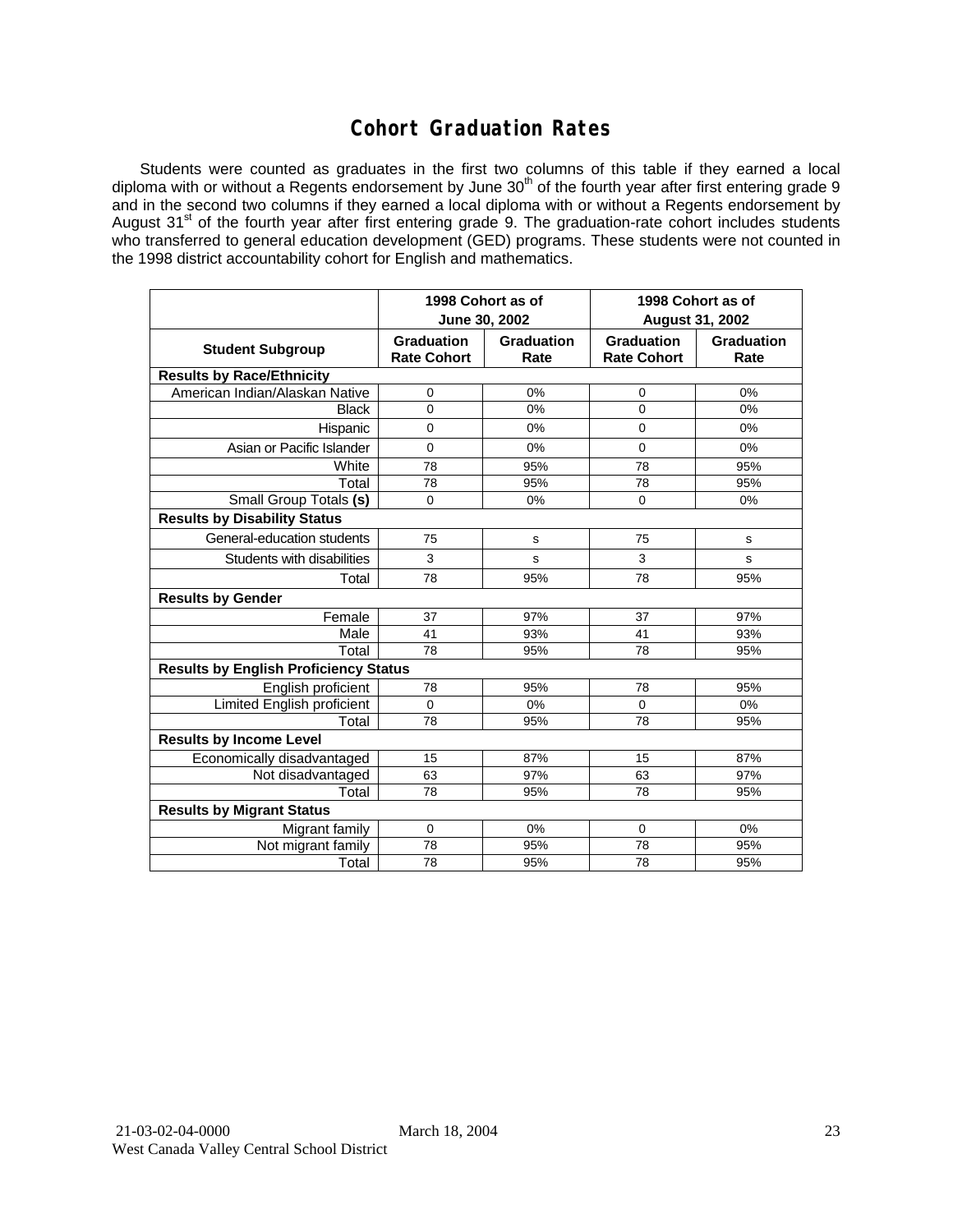# Cohort Graduation Rates

Students were counted as graduates in the first two columns of this table if they earned a local diploma with or without a Regents endorsement by June 30th of the fourth year after first entering grade 9 and in the second two columns if they earned a local diploma with or without a Regents endorsement by August 31st of the fourth year after first entering grade 9. The graduation-rate cohort includes students who transferred to general education development (GED) programs. These students were not counted in the 1998 district accountability cohort for English and mathematics.

| | 1998 Cohort as of June 30, 2002 | | 1998 Cohort as of August 31, 2002 | |
|---|---|---|---|---|
| **Student Subgroup** | **Graduation Rate Cohort** | **Graduation Rate** | **Graduation Rate Cohort** | **Graduation Rate** |
| **Results by Race/Ethnicity** | | | | |
| American Indian/Alaskan Native | 0 | 0% | 0 | 0% |
| Black | 0 | 0% | 0 | 0% |
| Hispanic | 0 | 0% | 0 | 0% |
| Asian or Pacific Islander | 0 | 0% | 0 | 0% |
| White | 78 | 95% | 78 | 95% |
| Total | 78 | 95% | 78 | 95% |
| Small Group Totals **(s)** | 0 | 0% | 0 | 0% |
| **Results by Disability Status** | | | | |
| General-education students | 75 | s | 75 | s |
| Students with disabilities | 3 | s | 3 | s |
| Total | 78 | 95% | 78 | 95% |
| **Results by Gender** | | | | |
| Female | 37 | 97% | 37 | 97% |
| Male | 41 | 93% | 41 | 93% |
| Total | 78 | 95% | 78 | 95% |
| **Results by English Proficiency Status** | | | | |
| English proficient | 78 | 95% | 78 | 95% |
| Limited English proficient | 0 | 0% | 0 | 0% |
| Total | 78 | 95% | 78 | 95% |
| **Results by Income Level** | | | | |
| Economically disadvantaged | 15 | 87% | 15 | 87% |
| Not disadvantaged | 63 | 97% | 63 | 97% |
| Total | 78 | 95% | 78 | 95% |
| **Results by Migrant Status** | | | | |
| Migrant family | 0 | 0% | 0 | 0% |
| Not migrant family | 78 | 95% | 78 | 95% |
| Total | 78 | 95% | 78 | 95% |

21-03-02-04-0000 March 18, 2004
West Canada Valley Central School District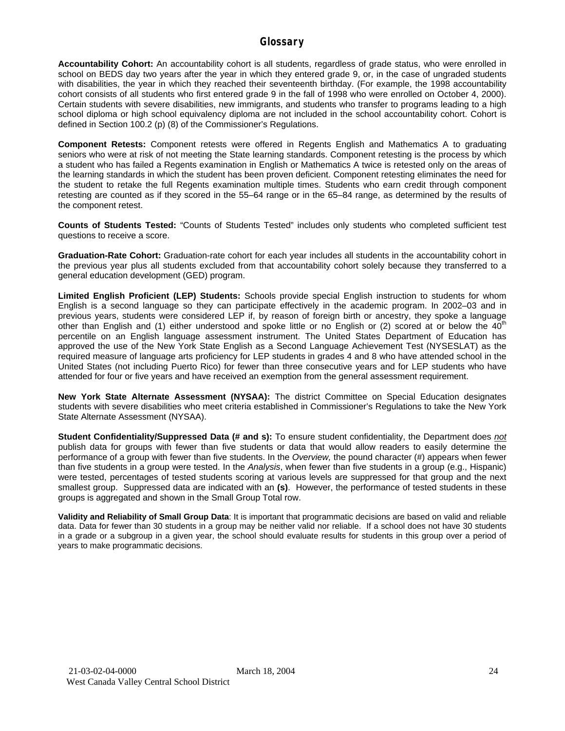# Glossary

**Accountability Cohort:** An accountability cohort is all students, regardless of grade status, who were enrolled in school on BEDS day two years after the year in which they entered grade 9, or, in the case of ungraded students with disabilities, the year in which they reached their seventeenth birthday. (For example, the 1998 accountability cohort consists of all students who first entered grade 9 in the fall of 1998 who were enrolled on October 4, 2000). Certain students with severe disabilities, new immigrants, and students who transfer to programs leading to a high school diploma or high school equivalency diploma are not included in the school accountability cohort. Cohort is defined in Section 100.2 (p) (8) of the Commissioner's Regulations.

**Component Retests:** Component retests were offered in Regents English and Mathematics A to graduating seniors who were at risk of not meeting the State learning standards. Component retesting is the process by which a student who has failed a Regents examination in English or Mathematics A twice is retested only on the areas of the learning standards in which the student has been proven deficient. Component retesting eliminates the need for the student to retake the full Regents examination multiple times. Students who earn credit through component retesting are counted as if they scored in the 55–64 range or in the 65–84 range, as determined by the results of the component retest.

**Counts of Students Tested:** "Counts of Students Tested" includes only students who completed sufficient test questions to receive a score.

**Graduation-Rate Cohort:** Graduation-rate cohort for each year includes all students in the accountability cohort in the previous year plus all students excluded from that accountability cohort solely because they transferred to a general education development (GED) program.

**Limited English Proficient (LEP) Students:** Schools provide special English instruction to students for whom English is a second language so they can participate effectively in the academic program. In 2002–03 and in previous years, students were considered LEP if, by reason of foreign birth or ancestry, they spoke a language other than English and (1) either understood and spoke little or no English or (2) scored at or below the 40th percentile on an English language assessment instrument. The United States Department of Education has approved the use of the New York State English as a Second Language Achievement Test (NYSESLAT) as the required measure of language arts proficiency for LEP students in grades 4 and 8 who have attended school in the United States (not including Puerto Rico) for fewer than three consecutive years and for LEP students who have attended for four or five years and have received an exemption from the general assessment requirement.

**New York State Alternate Assessment (NYSAA):** The district Committee on Special Education designates students with severe disabilities who meet criteria established in Commissioner's Regulations to take the New York State Alternate Assessment (NYSAA).

**Student Confidentiality/Suppressed Data (# and s):** To ensure student confidentiality, the Department does *not* publish data for groups with fewer than five students or data that would allow readers to easily determine the performance of a group with fewer than five students. In the *Overview,* the pound character (#) appears when fewer than five students in a group were tested. In the *Analysis*, when fewer than five students in a group (e.g., Hispanic) were tested, percentages of tested students scoring at various levels are suppressed for that group and the next smallest group. Suppressed data are indicated with an **(s)**. However, the performance of tested students in these groups is aggregated and shown in the Small Group Total row.

**Validity and Reliability of Small Group Data**: It is important that programmatic decisions are based on valid and reliable data. Data for fewer than 30 students in a group may be neither valid nor reliable. If a school does not have 30 students in a grade or a subgroup in a given year, the school should evaluate results for students in this group over a period of years to make programmatic decisions.